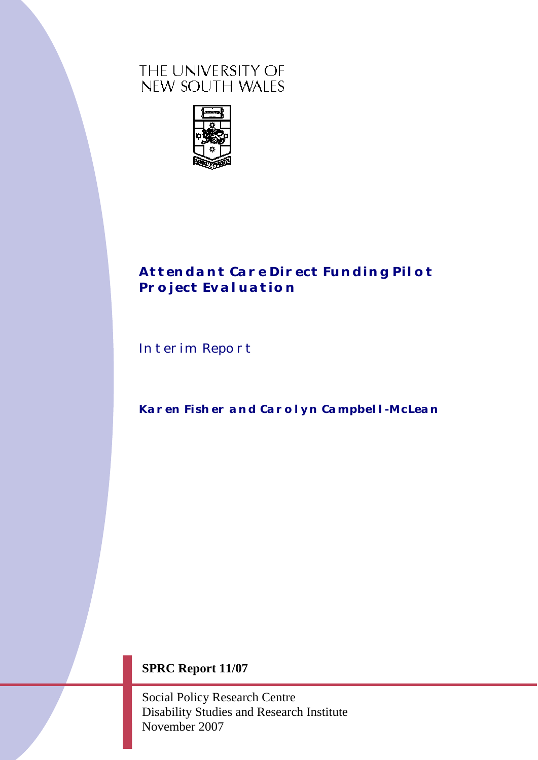THE UNIVERSITY OF
NEW SOUTH WALES

# Attendant Care Direct Funding Pilot Project Evaluation

## Interim Report

**Karen Fisher and Carolyn Campbell-McLean**

**SPRC Report 11/07**

Social Policy Research Centre
Disability Studies and Research Institute
November 2007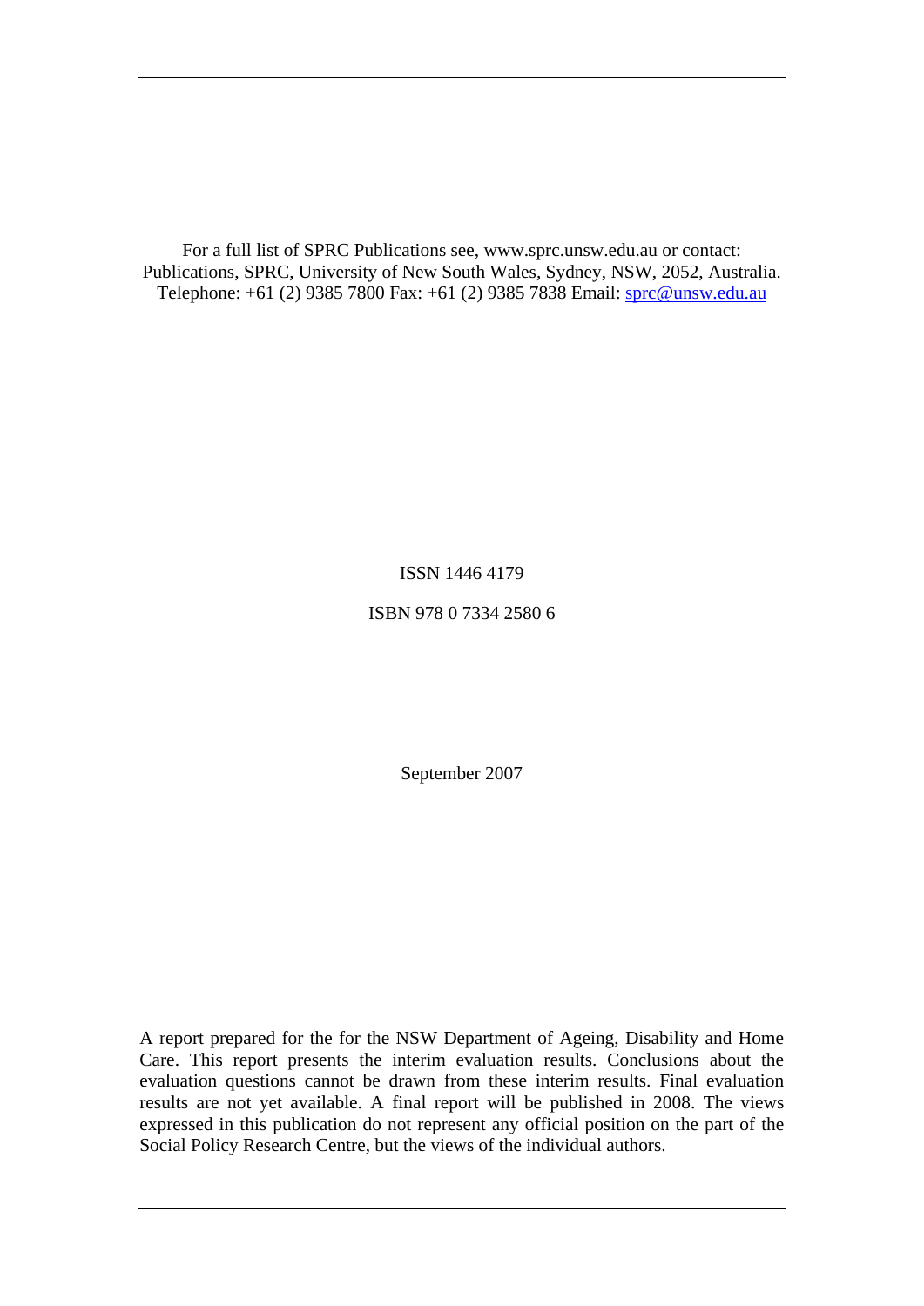For a full list of SPRC Publications see, www.sprc.unsw.edu.au or contact:
Publications, SPRC, University of New South Wales, Sydney, NSW, 2052, Australia.
Telephone: +61 (2) 9385 7800 Fax: +61 (2) 9385 7838 Email: sprc@unsw.edu.au

ISSN 1446 4179

ISBN 978 0 7334 2580 6

September 2007

A report prepared for the for the NSW Department of Ageing, Disability and Home Care. This report presents the interim evaluation results. Conclusions about the evaluation questions cannot be drawn from these interim results. Final evaluation results are not yet available. A final report will be published in 2008. The views expressed in this publication do not represent any official position on the part of the Social Policy Research Centre, but the views of the individual authors.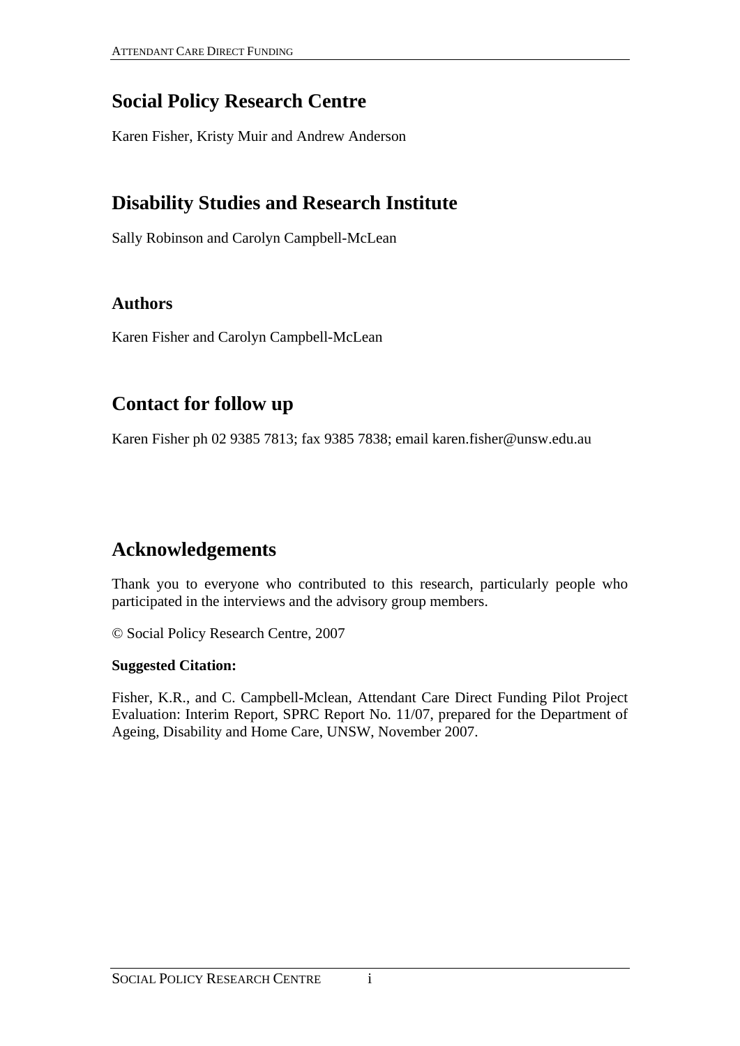## Social Policy Research Centre

Karen Fisher, Kristy Muir and Andrew Anderson

## Disability Studies and Research Institute

Sally Robinson and Carolyn Campbell-McLean

### Authors

Karen Fisher and Carolyn Campbell-McLean

## Contact for follow up

Karen Fisher ph 02 9385 7813; fax 9385 7838; email karen.fisher@unsw.edu.au

## Acknowledgements

Thank you to everyone who contributed to this research, particularly people who participated in the interviews and the advisory group members.

© Social Policy Research Centre, 2007

**Suggested Citation:**

Fisher, K.R., and C. Campbell-Mclean, Attendant Care Direct Funding Pilot Project Evaluation: Interim Report, SPRC Report No. 11/07, prepared for the Department of Ageing, Disability and Home Care, UNSW, November 2007.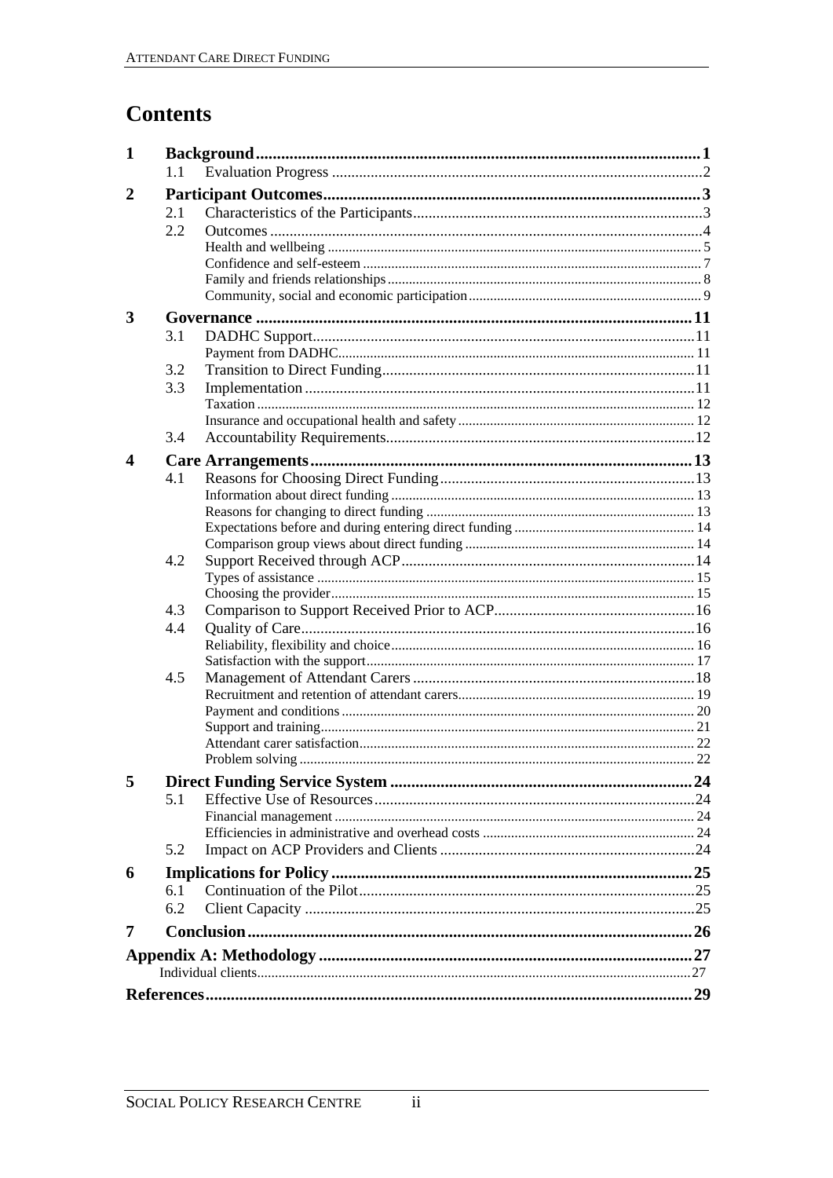# Contents

- **1 Background** ... 1
  - 1.1 Evaluation Progress ... 2
- **2 Participant Outcomes** ... 3
  - 2.1 Characteristics of the Participants ... 3
  - 2.2 Outcomes ... 4
    - Health and wellbeing ... 5
    - Confidence and self-esteem ... 7
    - Family and friends relationships ... 8
    - Community, social and economic participation ... 9
- **3 Governance** ... 11
  - 3.1 DADHC Support ... 11
    - Payment from DADHC ... 11
  - 3.2 Transition to Direct Funding ... 11
  - 3.3 Implementation ... 11
    - Taxation ... 12
    - Insurance and occupational health and safety ... 12
  - 3.4 Accountability Requirements ... 12
- **4 Care Arrangements** ... 13
  - 4.1 Reasons for Choosing Direct Funding ... 13
    - Information about direct funding ... 13
    - Reasons for changing to direct funding ... 13
    - Expectations before and during entering direct funding ... 14
    - Comparison group views about direct funding ... 14
  - 4.2 Support Received through ACP ... 14
    - Types of assistance ... 15
    - Choosing the provider ... 15
  - 4.3 Comparison to Support Received Prior to ACP ... 16
  - 4.4 Quality of Care ... 16
    - Reliability, flexibility and choice ... 16
    - Satisfaction with the support ... 17
  - 4.5 Management of Attendant Carers ... 18
    - Recruitment and retention of attendant carers ... 19
    - Payment and conditions ... 20
    - Support and training ... 21
    - Attendant carer satisfaction ... 22
    - Problem solving ... 22
- **5 Direct Funding Service System** ... 24
  - 5.1 Effective Use of Resources ... 24
    - Financial management ... 24
    - Efficiencies in administrative and overhead costs ... 24
  - 5.2 Impact on ACP Providers and Clients ... 24
- **6 Implications for Policy** ... 25
  - 6.1 Continuation of the Pilot ... 25
  - 6.2 Client Capacity ... 25
- **7 Conclusion** ... 26
- **Appendix A: Methodology** ... 27
  - Individual clients ... 27
- **References** ... 29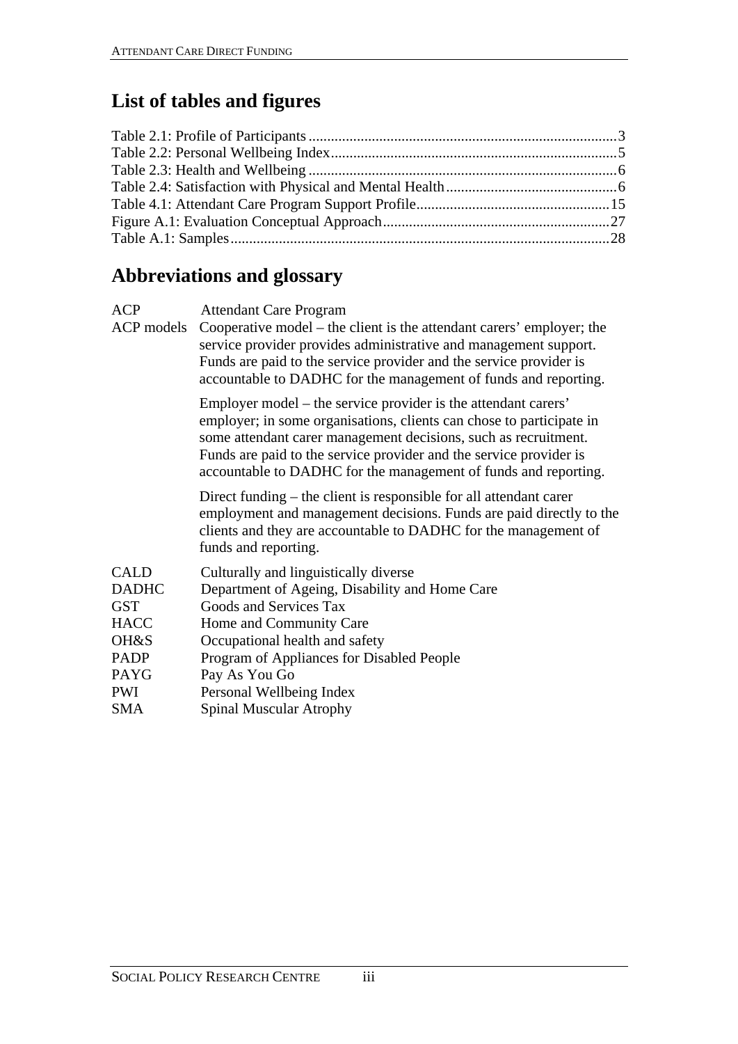## List of tables and figures

Table 2.1: Profile of Participants ..... 3
Table 2.2: Personal Wellbeing Index ..... 5
Table 2.3: Health and Wellbeing ..... 6
Table 2.4: Satisfaction with Physical and Mental Health ..... 6
Table 4.1: Attendant Care Program Support Profile ..... 15
Figure A.1: Evaluation Conceptual Approach ..... 27
Table A.1: Samples ..... 28

## Abbreviations and glossary

ACP Attendant Care Program

ACP models Cooperative model – the client is the attendant carers' employer; the service provider provides administrative and management support. Funds are paid to the service provider and the service provider is accountable to DADHC for the management of funds and reporting.

Employer model – the service provider is the attendant carers' employer; in some organisations, clients can chose to participate in some attendant carer management decisions, such as recruitment. Funds are paid to the service provider and the service provider is accountable to DADHC for the management of funds and reporting.

Direct funding – the client is responsible for all attendant carer employment and management decisions. Funds are paid directly to the clients and they are accountable to DADHC for the management of funds and reporting.

CALD Culturally and linguistically diverse
DADHC Department of Ageing, Disability and Home Care
GST Goods and Services Tax
HACC Home and Community Care
OH&S Occupational health and safety
PADP Program of Appliances for Disabled People
PAYG Pay As You Go
PWI Personal Wellbeing Index
SMA Spinal Muscular Atrophy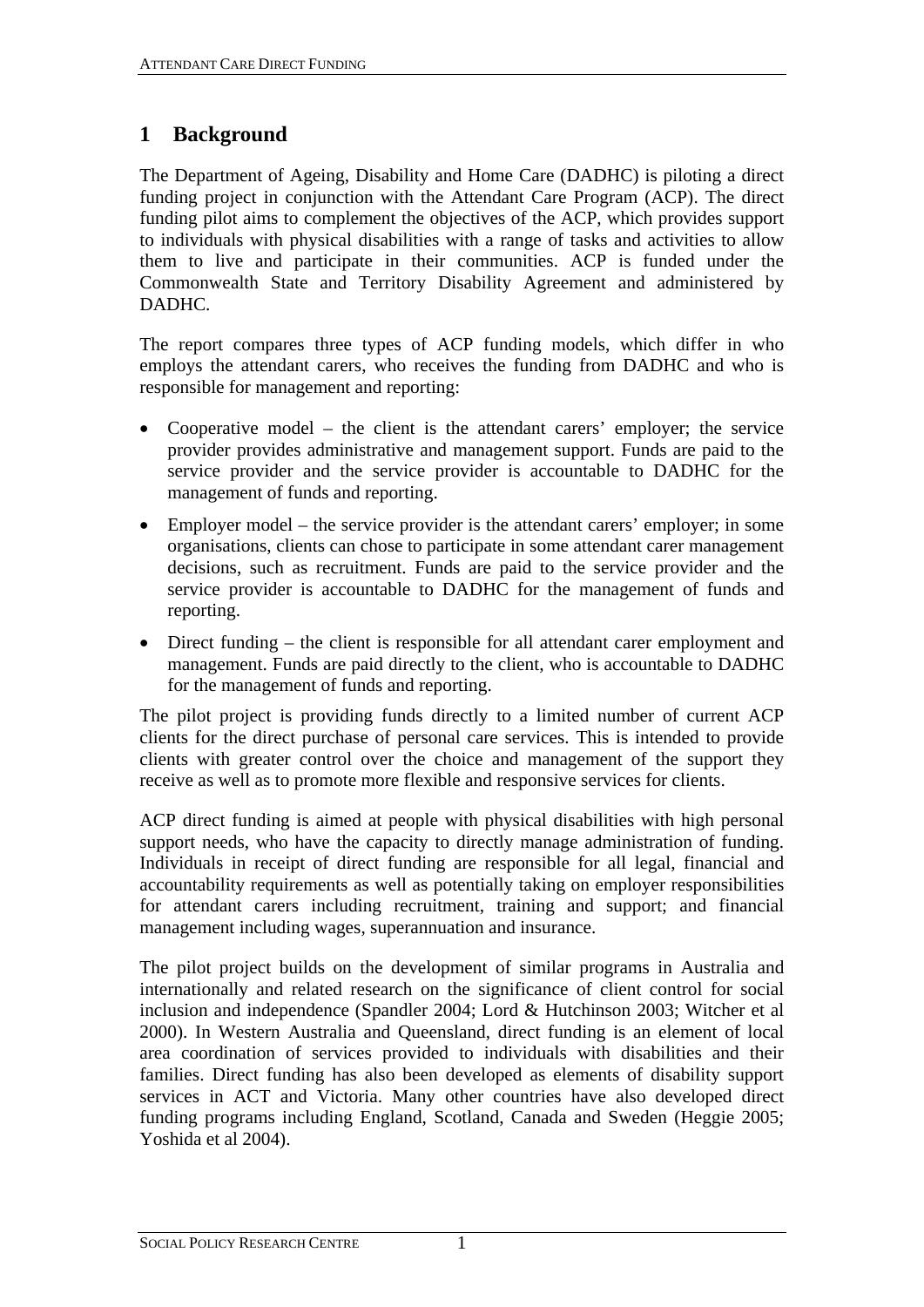# 1 Background

The Department of Ageing, Disability and Home Care (DADHC) is piloting a direct funding project in conjunction with the Attendant Care Program (ACP). The direct funding pilot aims to complement the objectives of the ACP, which provides support to individuals with physical disabilities with a range of tasks and activities to allow them to live and participate in their communities. ACP is funded under the Commonwealth State and Territory Disability Agreement and administered by DADHC.

The report compares three types of ACP funding models, which differ in who employs the attendant carers, who receives the funding from DADHC and who is responsible for management and reporting:

- Cooperative model – the client is the attendant carers' employer; the service provider provides administrative and management support. Funds are paid to the service provider and the service provider is accountable to DADHC for the management of funds and reporting.
- Employer model – the service provider is the attendant carers' employer; in some organisations, clients can chose to participate in some attendant carer management decisions, such as recruitment. Funds are paid to the service provider and the service provider is accountable to DADHC for the management of funds and reporting.
- Direct funding – the client is responsible for all attendant carer employment and management. Funds are paid directly to the client, who is accountable to DADHC for the management of funds and reporting.

The pilot project is providing funds directly to a limited number of current ACP clients for the direct purchase of personal care services. This is intended to provide clients with greater control over the choice and management of the support they receive as well as to promote more flexible and responsive services for clients.

ACP direct funding is aimed at people with physical disabilities with high personal support needs, who have the capacity to directly manage administration of funding. Individuals in receipt of direct funding are responsible for all legal, financial and accountability requirements as well as potentially taking on employer responsibilities for attendant carers including recruitment, training and support; and financial management including wages, superannuation and insurance.

The pilot project builds on the development of similar programs in Australia and internationally and related research on the significance of client control for social inclusion and independence (Spandler 2004; Lord & Hutchinson 2003; Witcher et al 2000). In Western Australia and Queensland, direct funding is an element of local area coordination of services provided to individuals with disabilities and their families. Direct funding has also been developed as elements of disability support services in ACT and Victoria. Many other countries have also developed direct funding programs including England, Scotland, Canada and Sweden (Heggie 2005; Yoshida et al 2004).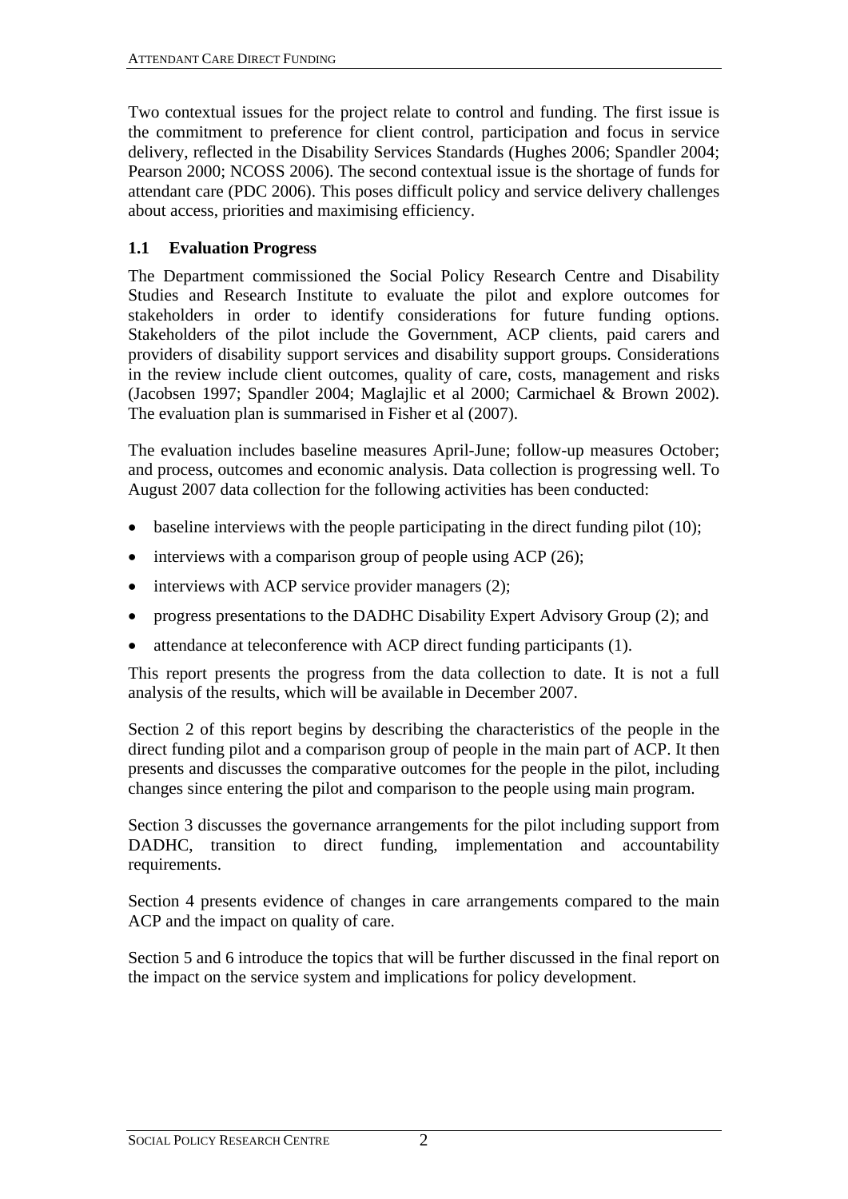Two contextual issues for the project relate to control and funding. The first issue is the commitment to preference for client control, participation and focus in service delivery, reflected in the Disability Services Standards (Hughes 2006; Spandler 2004; Pearson 2000; NCOSS 2006). The second contextual issue is the shortage of funds for attendant care (PDC 2006). This poses difficult policy and service delivery challenges about access, priorities and maximising efficiency.

## 1.1 Evaluation Progress

The Department commissioned the Social Policy Research Centre and Disability Studies and Research Institute to evaluate the pilot and explore outcomes for stakeholders in order to identify considerations for future funding options. Stakeholders of the pilot include the Government, ACP clients, paid carers and providers of disability support services and disability support groups. Considerations in the review include client outcomes, quality of care, costs, management and risks (Jacobsen 1997; Spandler 2004; Maglajlic et al 2000; Carmichael & Brown 2002). The evaluation plan is summarised in Fisher et al (2007).

The evaluation includes baseline measures April-June; follow-up measures October; and process, outcomes and economic analysis. Data collection is progressing well. To August 2007 data collection for the following activities has been conducted:

- baseline interviews with the people participating in the direct funding pilot (10);
- interviews with a comparison group of people using ACP (26);
- interviews with ACP service provider managers (2);
- progress presentations to the DADHC Disability Expert Advisory Group (2); and
- attendance at teleconference with ACP direct funding participants (1).

This report presents the progress from the data collection to date. It is not a full analysis of the results, which will be available in December 2007.

Section 2 of this report begins by describing the characteristics of the people in the direct funding pilot and a comparison group of people in the main part of ACP. It then presents and discusses the comparative outcomes for the people in the pilot, including changes since entering the pilot and comparison to the people using main program.

Section 3 discusses the governance arrangements for the pilot including support from DADHC, transition to direct funding, implementation and accountability requirements.

Section 4 presents evidence of changes in care arrangements compared to the main ACP and the impact on quality of care.

Section 5 and 6 introduce the topics that will be further discussed in the final report on the impact on the service system and implications for policy development.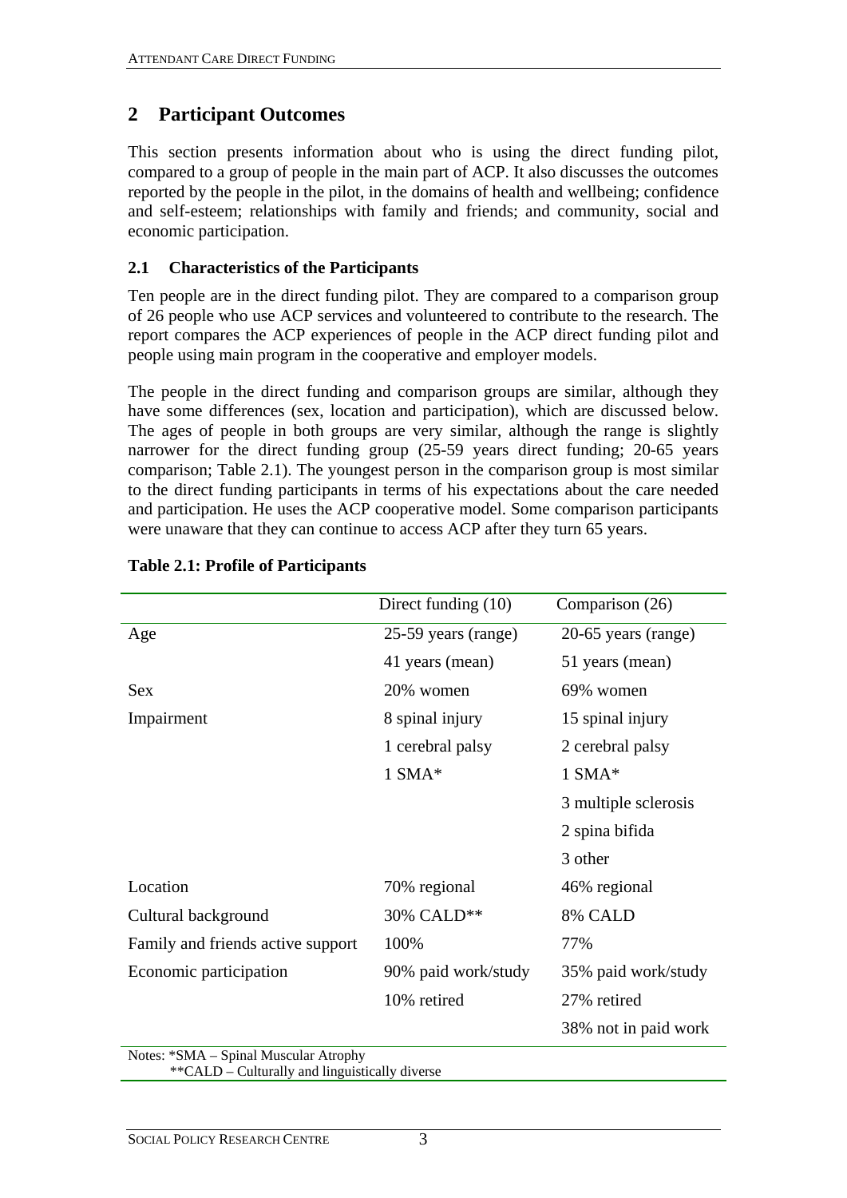## 2 Participant Outcomes

This section presents information about who is using the direct funding pilot, compared to a group of people in the main part of ACP. It also discusses the outcomes reported by the people in the pilot, in the domains of health and wellbeing; confidence and self-esteem; relationships with family and friends; and community, social and economic participation.

### 2.1 Characteristics of the Participants

Ten people are in the direct funding pilot. They are compared to a comparison group of 26 people who use ACP services and volunteered to contribute to the research. The report compares the ACP experiences of people in the ACP direct funding pilot and people using main program in the cooperative and employer models.

The people in the direct funding and comparison groups are similar, although they have some differences (sex, location and participation), which are discussed below. The ages of people in both groups are very similar, although the range is slightly narrower for the direct funding group (25-59 years direct funding; 20-65 years comparison; Table 2.1). The youngest person in the comparison group is most similar to the direct funding participants in terms of his expectations about the care needed and participation. He uses the ACP cooperative model. Some comparison participants were unaware that they can continue to access ACP after they turn 65 years.

**Table 2.1: Profile of Participants**

| | Direct funding (10) | Comparison (26) |
|---|---|---|
| Age | 25-59 years (range) | 20-65 years (range) |
| | 41 years (mean) | 51 years (mean) |
| Sex | 20% women | 69% women |
| Impairment | 8 spinal injury | 15 spinal injury |
| | 1 cerebral palsy | 2 cerebral palsy |
| | 1 SMA* | 1 SMA* |
| | | 3 multiple sclerosis |
| | | 2 spina bifida |
| | | 3 other |
| Location | 70% regional | 46% regional |
| Cultural background | 30% CALD** | 8% CALD |
| Family and friends active support | 100% | 77% |
| Economic participation | 90% paid work/study | 35% paid work/study |
| | 10% retired | 27% retired |
| | | 38% not in paid work |

Notes: *SMA – Spinal Muscular Atrophy
**CALD – Culturally and linguistically diverse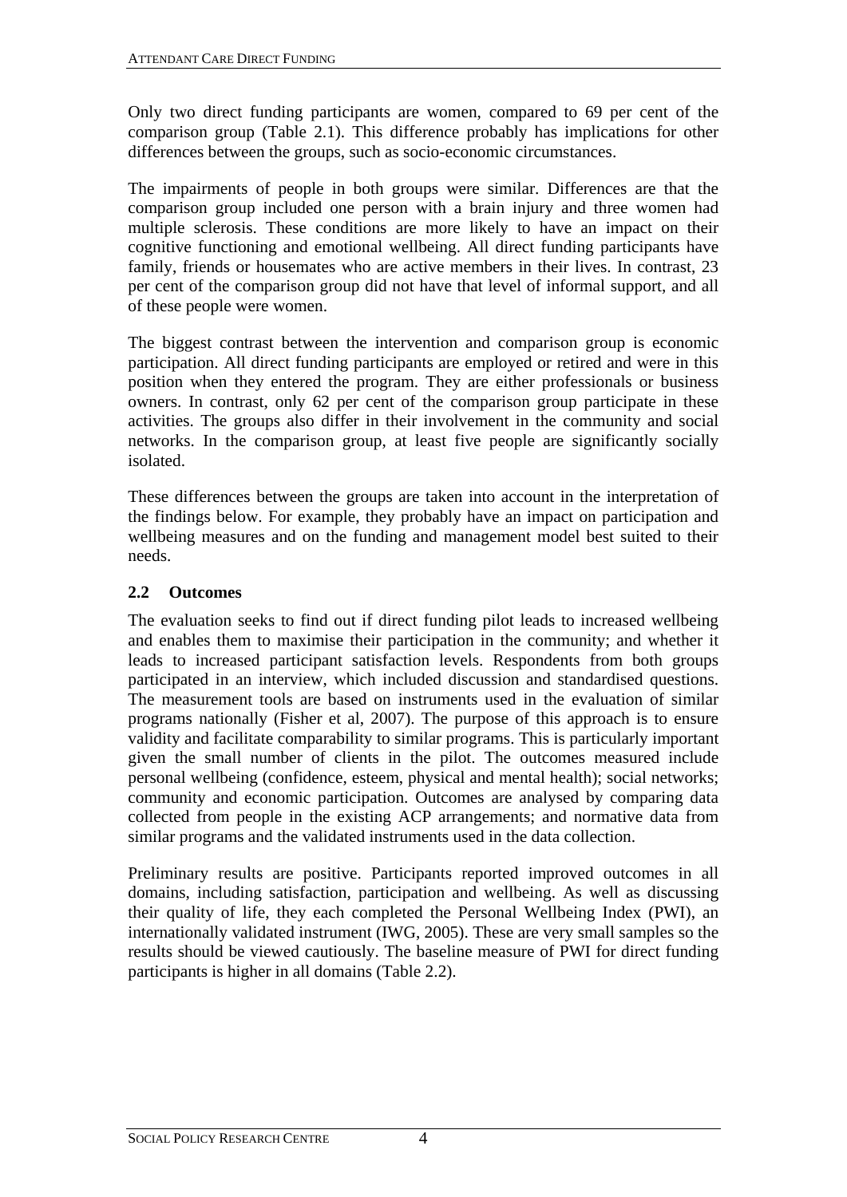Only two direct funding participants are women, compared to 69 per cent of the comparison group (Table 2.1). This difference probably has implications for other differences between the groups, such as socio-economic circumstances.

The impairments of people in both groups were similar. Differences are that the comparison group included one person with a brain injury and three women had multiple sclerosis. These conditions are more likely to have an impact on their cognitive functioning and emotional wellbeing. All direct funding participants have family, friends or housemates who are active members in their lives. In contrast, 23 per cent of the comparison group did not have that level of informal support, and all of these people were women.

The biggest contrast between the intervention and comparison group is economic participation. All direct funding participants are employed or retired and were in this position when they entered the program. They are either professionals or business owners. In contrast, only 62 per cent of the comparison group participate in these activities. The groups also differ in their involvement in the community and social networks. In the comparison group, at least five people are significantly socially isolated.

These differences between the groups are taken into account in the interpretation of the findings below. For example, they probably have an impact on participation and wellbeing measures and on the funding and management model best suited to their needs.

## 2.2 Outcomes

The evaluation seeks to find out if direct funding pilot leads to increased wellbeing and enables them to maximise their participation in the community; and whether it leads to increased participant satisfaction levels. Respondents from both groups participated in an interview, which included discussion and standardised questions. The measurement tools are based on instruments used in the evaluation of similar programs nationally (Fisher et al, 2007). The purpose of this approach is to ensure validity and facilitate comparability to similar programs. This is particularly important given the small number of clients in the pilot. The outcomes measured include personal wellbeing (confidence, esteem, physical and mental health); social networks; community and economic participation. Outcomes are analysed by comparing data collected from people in the existing ACP arrangements; and normative data from similar programs and the validated instruments used in the data collection.

Preliminary results are positive. Participants reported improved outcomes in all domains, including satisfaction, participation and wellbeing. As well as discussing their quality of life, they each completed the Personal Wellbeing Index (PWI), an internationally validated instrument (IWG, 2005). These are very small samples so the results should be viewed cautiously. The baseline measure of PWI for direct funding participants is higher in all domains (Table 2.2).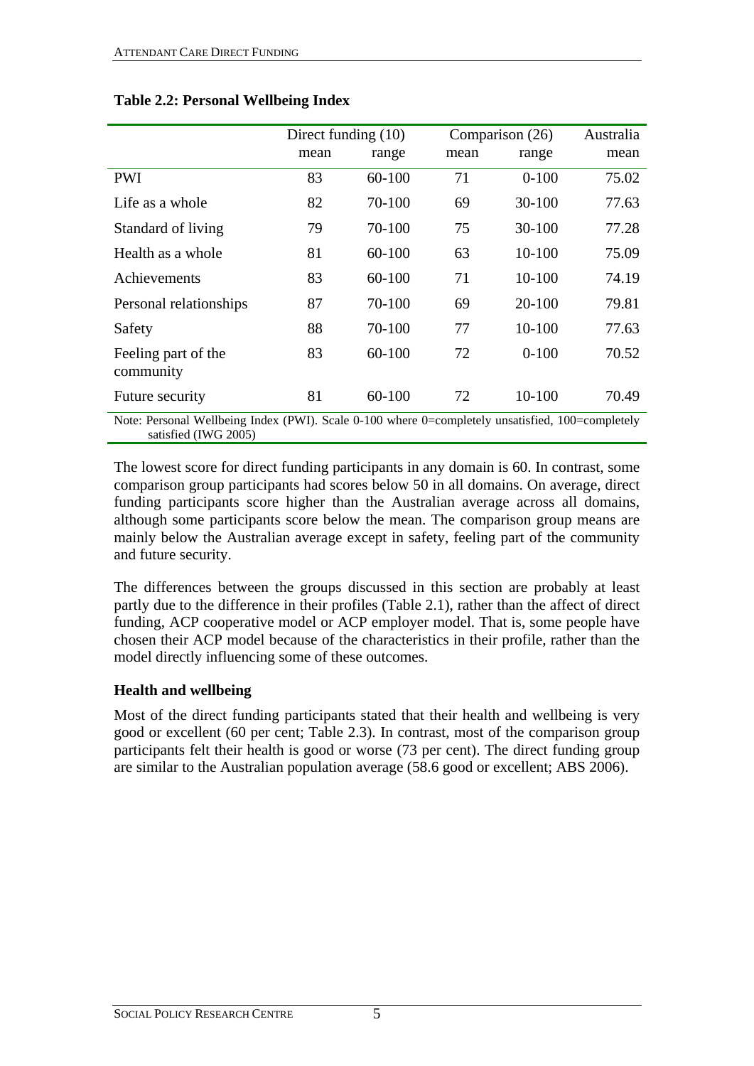**Table 2.2: Personal Wellbeing Index**

| | Direct funding (10) | | Comparison (26) | | Australia |
|---|---|---|---|---|---|
| | mean | range | mean | range | mean |
| PWI | 83 | 60-100 | 71 | 0-100 | 75.02 |
| Life as a whole | 82 | 70-100 | 69 | 30-100 | 77.63 |
| Standard of living | 79 | 70-100 | 75 | 30-100 | 77.28 |
| Health as a whole | 81 | 60-100 | 63 | 10-100 | 75.09 |
| Achievements | 83 | 60-100 | 71 | 10-100 | 74.19 |
| Personal relationships | 87 | 70-100 | 69 | 20-100 | 79.81 |
| Safety | 88 | 70-100 | 77 | 10-100 | 77.63 |
| Feeling part of the community | 83 | 60-100 | 72 | 0-100 | 70.52 |
| Future security | 81 | 60-100 | 72 | 10-100 | 70.49 |

Note: Personal Wellbeing Index (PWI). Scale 0-100 where 0=completely unsatisfied, 100=completely satisfied (IWG 2005)

The lowest score for direct funding participants in any domain is 60. In contrast, some comparison group participants had scores below 50 in all domains. On average, direct funding participants score higher than the Australian average across all domains, although some participants score below the mean. The comparison group means are mainly below the Australian average except in safety, feeling part of the community and future security.

The differences between the groups discussed in this section are probably at least partly due to the difference in their profiles (Table 2.1), rather than the affect of direct funding, ACP cooperative model or ACP employer model. That is, some people have chosen their ACP model because of the characteristics in their profile, rather than the model directly influencing some of these outcomes.

**Health and wellbeing**

Most of the direct funding participants stated that their health and wellbeing is very good or excellent (60 per cent; Table 2.3). In contrast, most of the comparison group participants felt their health is good or worse (73 per cent). The direct funding group are similar to the Australian population average (58.6 good or excellent; ABS 2006).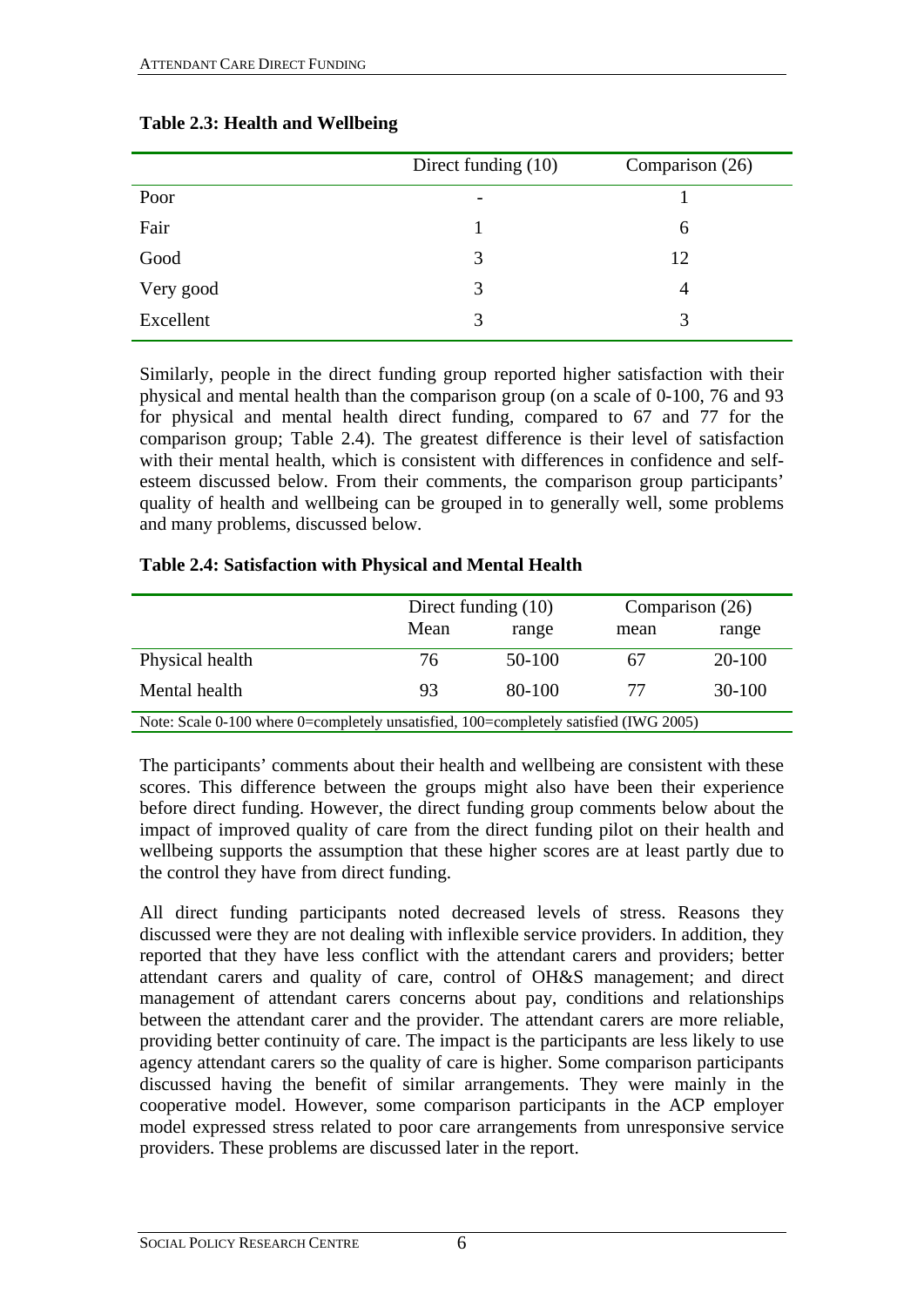**Table 2.3: Health and Wellbeing**

| | Direct funding (10) | Comparison (26) |
|---|---|---|
| Poor | - | 1 |
| Fair | 1 | 6 |
| Good | 3 | 12 |
| Very good | 3 | 4 |
| Excellent | 3 | 3 |

Similarly, people in the direct funding group reported higher satisfaction with their physical and mental health than the comparison group (on a scale of 0-100, 76 and 93 for physical and mental health direct funding, compared to 67 and 77 for the comparison group; Table 2.4). The greatest difference is their level of satisfaction with their mental health, which is consistent with differences in confidence and self-esteem discussed below. From their comments, the comparison group participants' quality of health and wellbeing can be grouped in to generally well, some problems and many problems, discussed below.

**Table 2.4: Satisfaction with Physical and Mental Health**

| | Direct funding (10) | | Comparison (26) | |
|---|---|---|---|---|
| | Mean | range | mean | range |
| Physical health | 76 | 50-100 | 67 | 20-100 |
| Mental health | 93 | 80-100 | 77 | 30-100 |

Note: Scale 0-100 where 0=completely unsatisfied, 100=completely satisfied (IWG 2005)

The participants' comments about their health and wellbeing are consistent with these scores. This difference between the groups might also have been their experience before direct funding. However, the direct funding group comments below about the impact of improved quality of care from the direct funding pilot on their health and wellbeing supports the assumption that these higher scores are at least partly due to the control they have from direct funding.

All direct funding participants noted decreased levels of stress. Reasons they discussed were they are not dealing with inflexible service providers. In addition, they reported that they have less conflict with the attendant carers and providers; better attendant carers and quality of care, control of OH&S management; and direct management of attendant carers concerns about pay, conditions and relationships between the attendant carer and the provider. The attendant carers are more reliable, providing better continuity of care. The impact is the participants are less likely to use agency attendant carers so the quality of care is higher. Some comparison participants discussed having the benefit of similar arrangements. They were mainly in the cooperative model. However, some comparison participants in the ACP employer model expressed stress related to poor care arrangements from unresponsive service providers. These problems are discussed later in the report.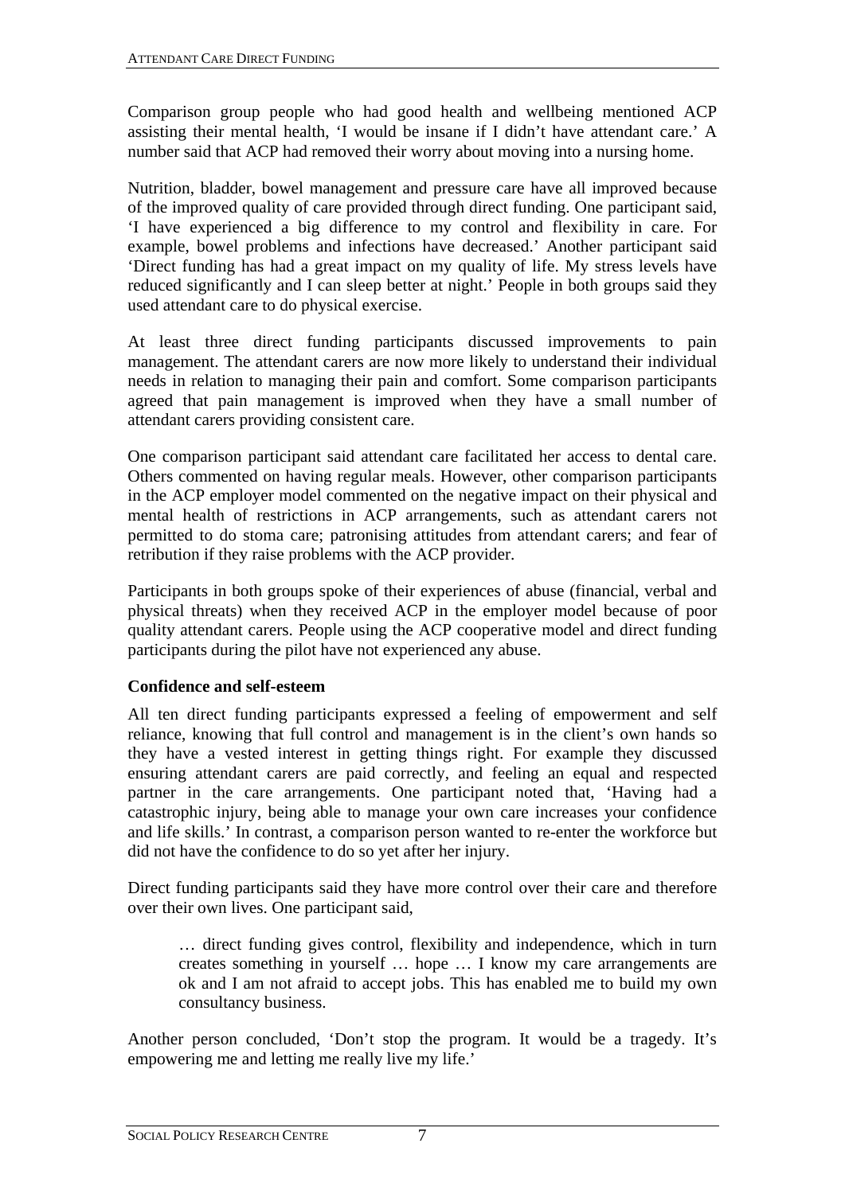Comparison group people who had good health and wellbeing mentioned ACP assisting their mental health, 'I would be insane if I didn't have attendant care.' A number said that ACP had removed their worry about moving into a nursing home.

Nutrition, bladder, bowel management and pressure care have all improved because of the improved quality of care provided through direct funding. One participant said, 'I have experienced a big difference to my control and flexibility in care. For example, bowel problems and infections have decreased.' Another participant said 'Direct funding has had a great impact on my quality of life. My stress levels have reduced significantly and I can sleep better at night.' People in both groups said they used attendant care to do physical exercise.

At least three direct funding participants discussed improvements to pain management. The attendant carers are now more likely to understand their individual needs in relation to managing their pain and comfort. Some comparison participants agreed that pain management is improved when they have a small number of attendant carers providing consistent care.

One comparison participant said attendant care facilitated her access to dental care. Others commented on having regular meals. However, other comparison participants in the ACP employer model commented on the negative impact on their physical and mental health of restrictions in ACP arrangements, such as attendant carers not permitted to do stoma care; patronising attitudes from attendant carers; and fear of retribution if they raise problems with the ACP provider.

Participants in both groups spoke of their experiences of abuse (financial, verbal and physical threats) when they received ACP in the employer model because of poor quality attendant carers. People using the ACP cooperative model and direct funding participants during the pilot have not experienced any abuse.

**Confidence and self-esteem**

All ten direct funding participants expressed a feeling of empowerment and self reliance, knowing that full control and management is in the client's own hands so they have a vested interest in getting things right. For example they discussed ensuring attendant carers are paid correctly, and feeling an equal and respected partner in the care arrangements. One participant noted that, 'Having had a catastrophic injury, being able to manage your own care increases your confidence and life skills.' In contrast, a comparison person wanted to re-enter the workforce but did not have the confidence to do so yet after her injury.

Direct funding participants said they have more control over their care and therefore over their own lives. One participant said,

> … direct funding gives control, flexibility and independence, which in turn creates something in yourself … hope … I know my care arrangements are ok and I am not afraid to accept jobs. This has enabled me to build my own consultancy business.

Another person concluded, 'Don't stop the program. It would be a tragedy. It's empowering me and letting me really live my life.'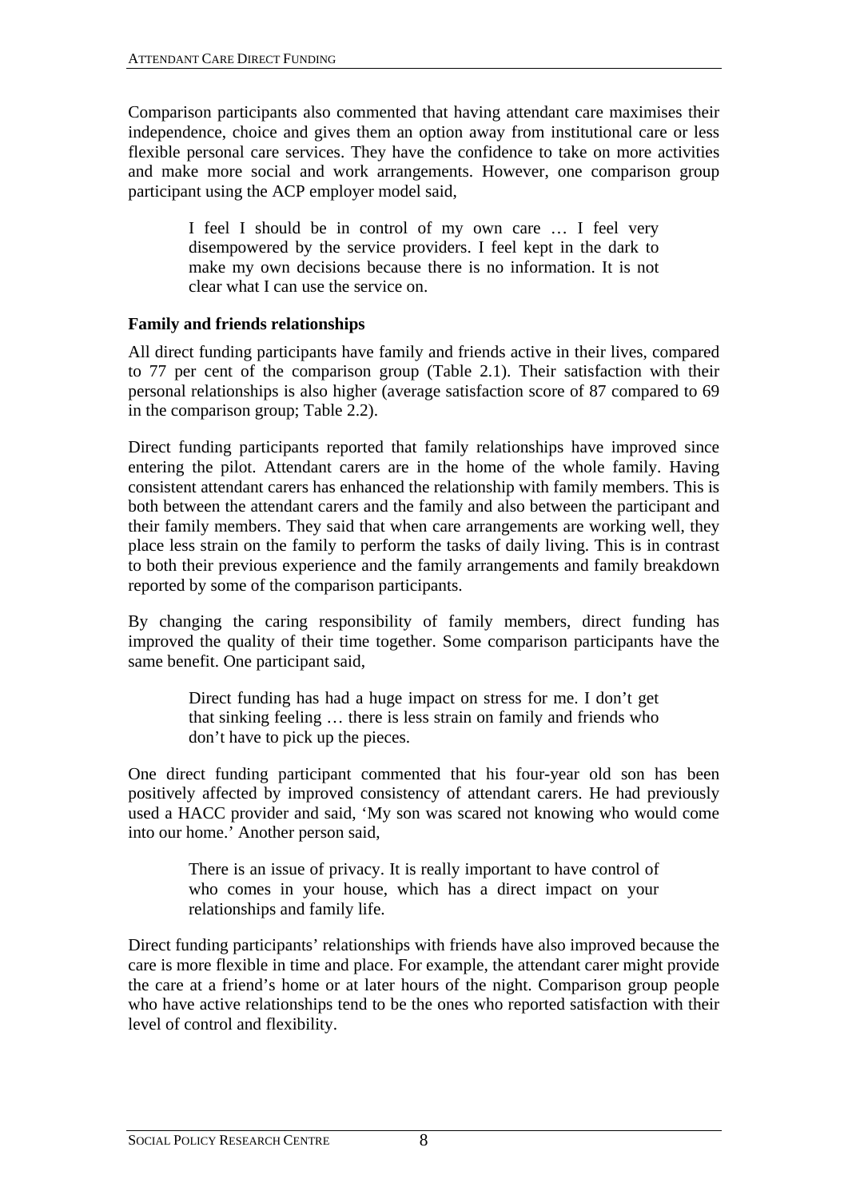Comparison participants also commented that having attendant care maximises their independence, choice and gives them an option away from institutional care or less flexible personal care services. They have the confidence to take on more activities and make more social and work arrangements. However, one comparison group participant using the ACP employer model said,

> I feel I should be in control of my own care … I feel very disempowered by the service providers. I feel kept in the dark to make my own decisions because there is no information. It is not clear what I can use the service on.

**Family and friends relationships**

All direct funding participants have family and friends active in their lives, compared to 77 per cent of the comparison group (Table 2.1). Their satisfaction with their personal relationships is also higher (average satisfaction score of 87 compared to 69 in the comparison group; Table 2.2).

Direct funding participants reported that family relationships have improved since entering the pilot. Attendant carers are in the home of the whole family. Having consistent attendant carers has enhanced the relationship with family members. This is both between the attendant carers and the family and also between the participant and their family members. They said that when care arrangements are working well, they place less strain on the family to perform the tasks of daily living. This is in contrast to both their previous experience and the family arrangements and family breakdown reported by some of the comparison participants.

By changing the caring responsibility of family members, direct funding has improved the quality of their time together. Some comparison participants have the same benefit. One participant said,

> Direct funding has had a huge impact on stress for me. I don't get that sinking feeling … there is less strain on family and friends who don't have to pick up the pieces.

One direct funding participant commented that his four-year old son has been positively affected by improved consistency of attendant carers. He had previously used a HACC provider and said, 'My son was scared not knowing who would come into our home.' Another person said,

> There is an issue of privacy. It is really important to have control of who comes in your house, which has a direct impact on your relationships and family life.

Direct funding participants' relationships with friends have also improved because the care is more flexible in time and place. For example, the attendant carer might provide the care at a friend's home or at later hours of the night. Comparison group people who have active relationships tend to be the ones who reported satisfaction with their level of control and flexibility.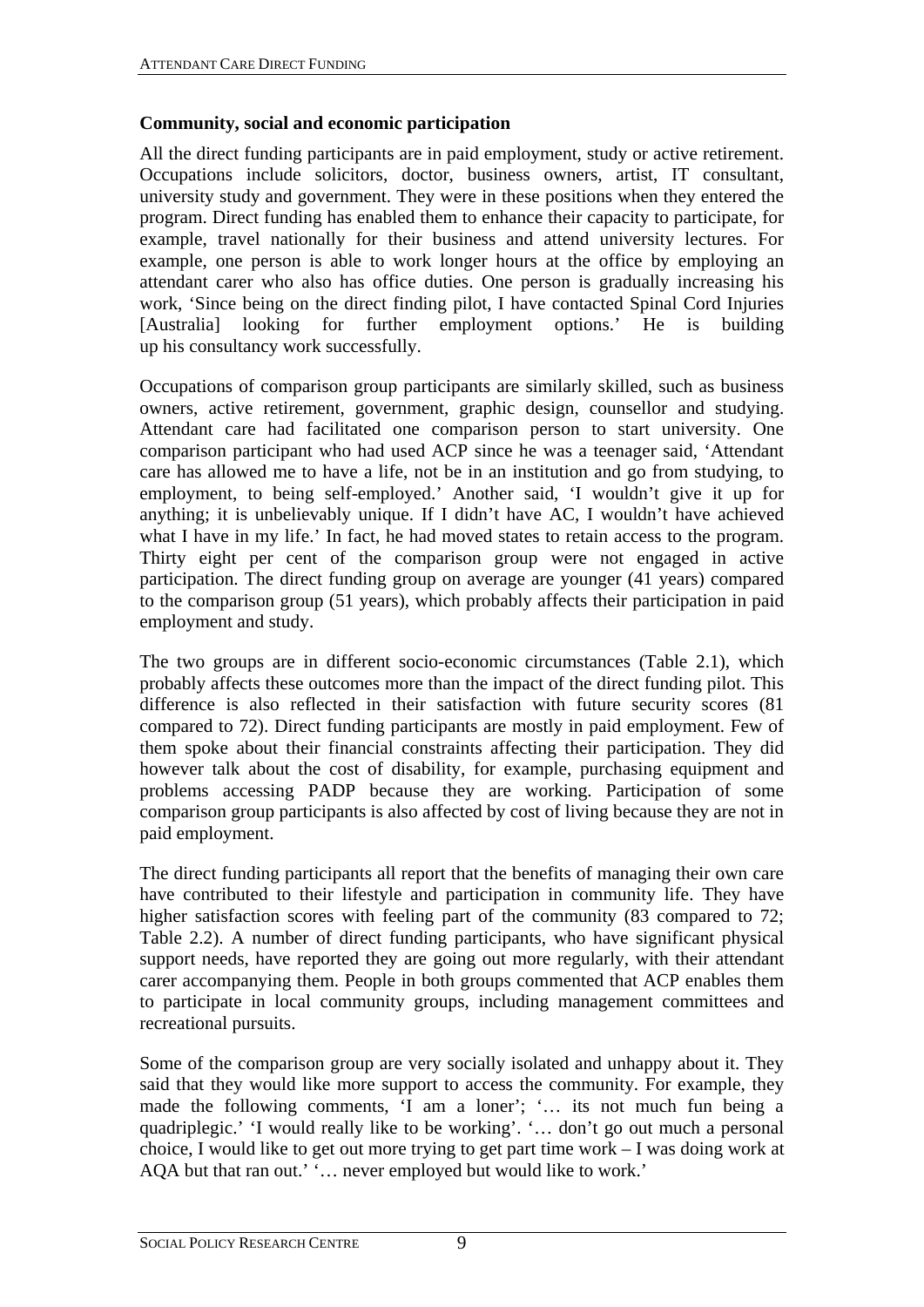**Community, social and economic participation**

All the direct funding participants are in paid employment, study or active retirement. Occupations include solicitors, doctor, business owners, artist, IT consultant, university study and government. They were in these positions when they entered the program. Direct funding has enabled them to enhance their capacity to participate, for example, travel nationally for their business and attend university lectures. For example, one person is able to work longer hours at the office by employing an attendant carer who also has office duties. One person is gradually increasing his work, 'Since being on the direct finding pilot, I have contacted Spinal Cord Injuries [Australia] looking for further employment options.' He is building up his consultancy work successfully.

Occupations of comparison group participants are similarly skilled, such as business owners, active retirement, government, graphic design, counsellor and studying. Attendant care had facilitated one comparison person to start university. One comparison participant who had used ACP since he was a teenager said, 'Attendant care has allowed me to have a life, not be in an institution and go from studying, to employment, to being self-employed.' Another said, 'I wouldn't give it up for anything; it is unbelievably unique. If I didn't have AC, I wouldn't have achieved what I have in my life.' In fact, he had moved states to retain access to the program. Thirty eight per cent of the comparison group were not engaged in active participation. The direct funding group on average are younger (41 years) compared to the comparison group (51 years), which probably affects their participation in paid employment and study.

The two groups are in different socio-economic circumstances (Table 2.1), which probably affects these outcomes more than the impact of the direct funding pilot. This difference is also reflected in their satisfaction with future security scores (81 compared to 72). Direct funding participants are mostly in paid employment. Few of them spoke about their financial constraints affecting their participation. They did however talk about the cost of disability, for example, purchasing equipment and problems accessing PADP because they are working. Participation of some comparison group participants is also affected by cost of living because they are not in paid employment.

The direct funding participants all report that the benefits of managing their own care have contributed to their lifestyle and participation in community life. They have higher satisfaction scores with feeling part of the community (83 compared to 72; Table 2.2). A number of direct funding participants, who have significant physical support needs, have reported they are going out more regularly, with their attendant carer accompanying them. People in both groups commented that ACP enables them to participate in local community groups, including management committees and recreational pursuits.

Some of the comparison group are very socially isolated and unhappy about it. They said that they would like more support to access the community. For example, they made the following comments, 'I am a loner'; '… its not much fun being a quadriplegic.' 'I would really like to be working'. '… don't go out much a personal choice, I would like to get out more trying to get part time work – I was doing work at AQA but that ran out.' '… never employed but would like to work.'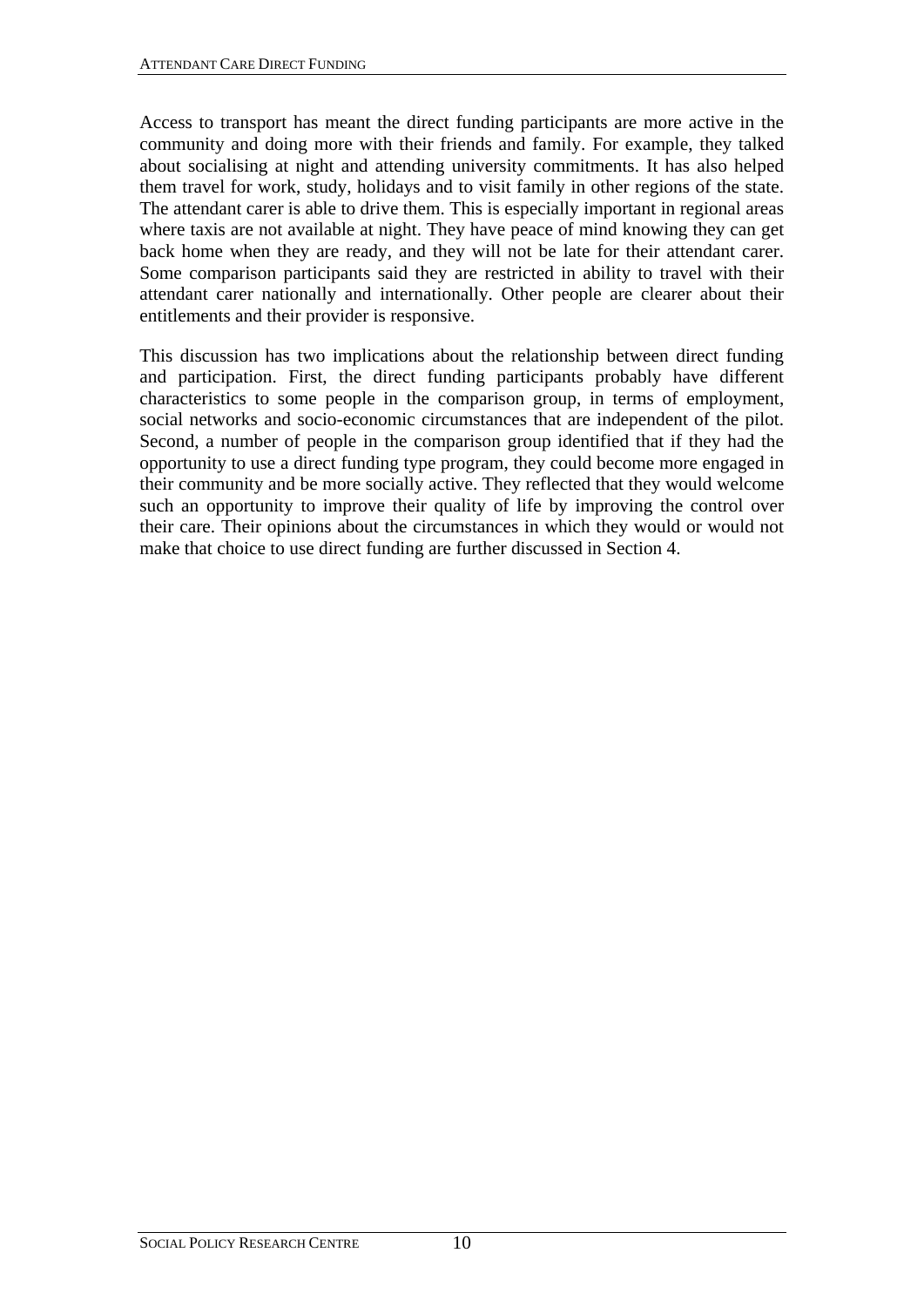Access to transport has meant the direct funding participants are more active in the community and doing more with their friends and family. For example, they talked about socialising at night and attending university commitments. It has also helped them travel for work, study, holidays and to visit family in other regions of the state. The attendant carer is able to drive them. This is especially important in regional areas where taxis are not available at night. They have peace of mind knowing they can get back home when they are ready, and they will not be late for their attendant carer. Some comparison participants said they are restricted in ability to travel with their attendant carer nationally and internationally. Other people are clearer about their entitlements and their provider is responsive.

This discussion has two implications about the relationship between direct funding and participation. First, the direct funding participants probably have different characteristics to some people in the comparison group, in terms of employment, social networks and socio-economic circumstances that are independent of the pilot. Second, a number of people in the comparison group identified that if they had the opportunity to use a direct funding type program, they could become more engaged in their community and be more socially active. They reflected that they would welcome such an opportunity to improve their quality of life by improving the control over their care. Their opinions about the circumstances in which they would or would not make that choice to use direct funding are further discussed in Section 4.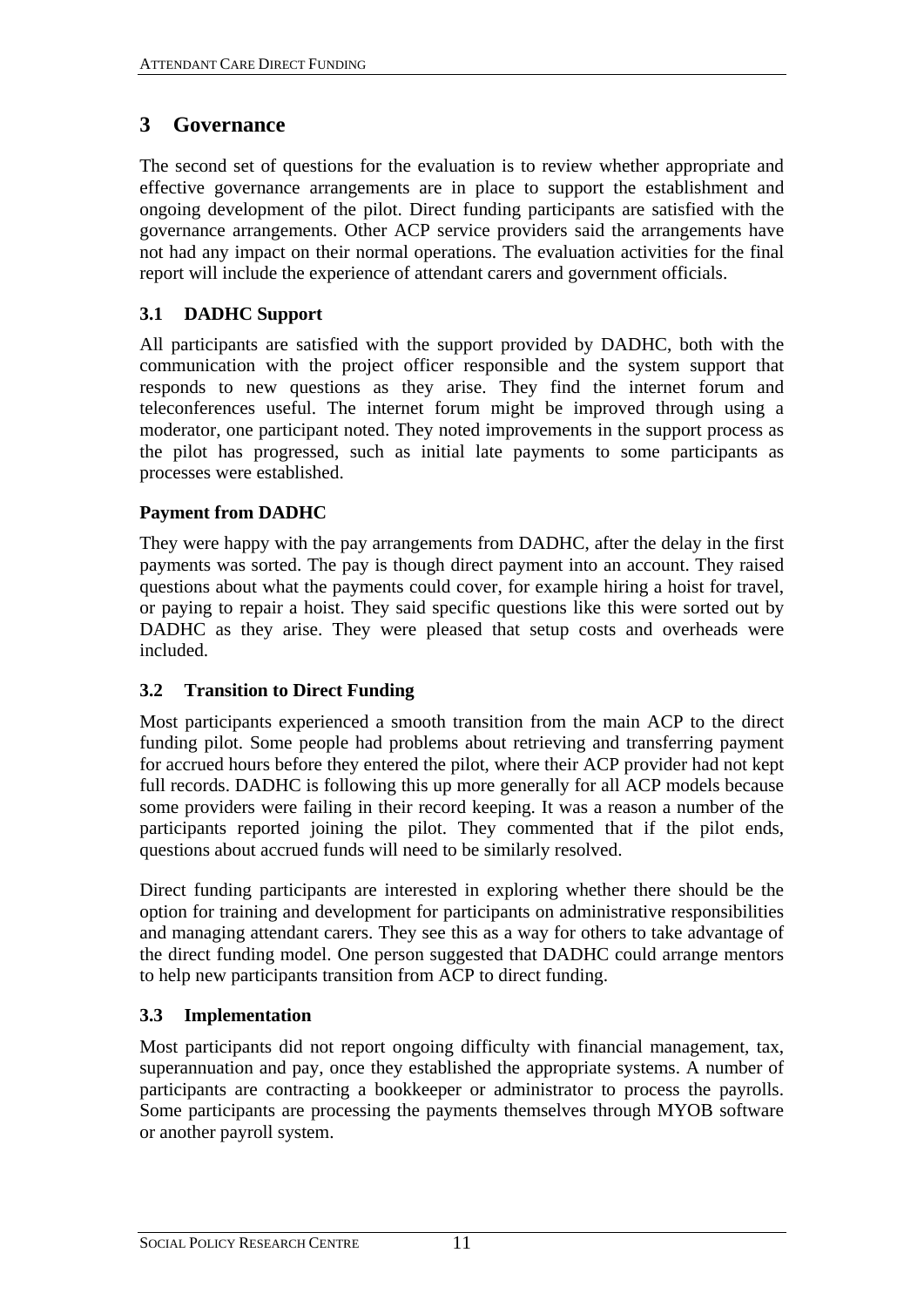# 3 Governance

The second set of questions for the evaluation is to review whether appropriate and effective governance arrangements are in place to support the establishment and ongoing development of the pilot. Direct funding participants are satisfied with the governance arrangements. Other ACP service providers said the arrangements have not had any impact on their normal operations. The evaluation activities for the final report will include the experience of attendant carers and government officials.

## 3.1 DADHC Support

All participants are satisfied with the support provided by DADHC, both with the communication with the project officer responsible and the system support that responds to new questions as they arise. They find the internet forum and teleconferences useful. The internet forum might be improved through using a moderator, one participant noted. They noted improvements in the support process as the pilot has progressed, such as initial late payments to some participants as processes were established.

### Payment from DADHC

They were happy with the pay arrangements from DADHC, after the delay in the first payments was sorted. The pay is though direct payment into an account. They raised questions about what the payments could cover, for example hiring a hoist for travel, or paying to repair a hoist. They said specific questions like this were sorted out by DADHC as they arise. They were pleased that setup costs and overheads were included.

## 3.2 Transition to Direct Funding

Most participants experienced a smooth transition from the main ACP to the direct funding pilot. Some people had problems about retrieving and transferring payment for accrued hours before they entered the pilot, where their ACP provider had not kept full records. DADHC is following this up more generally for all ACP models because some providers were failing in their record keeping. It was a reason a number of the participants reported joining the pilot. They commented that if the pilot ends, questions about accrued funds will need to be similarly resolved.

Direct funding participants are interested in exploring whether there should be the option for training and development for participants on administrative responsibilities and managing attendant carers. They see this as a way for others to take advantage of the direct funding model. One person suggested that DADHC could arrange mentors to help new participants transition from ACP to direct funding.

## 3.3 Implementation

Most participants did not report ongoing difficulty with financial management, tax, superannuation and pay, once they established the appropriate systems. A number of participants are contracting a bookkeeper or administrator to process the payrolls. Some participants are processing the payments themselves through MYOB software or another payroll system.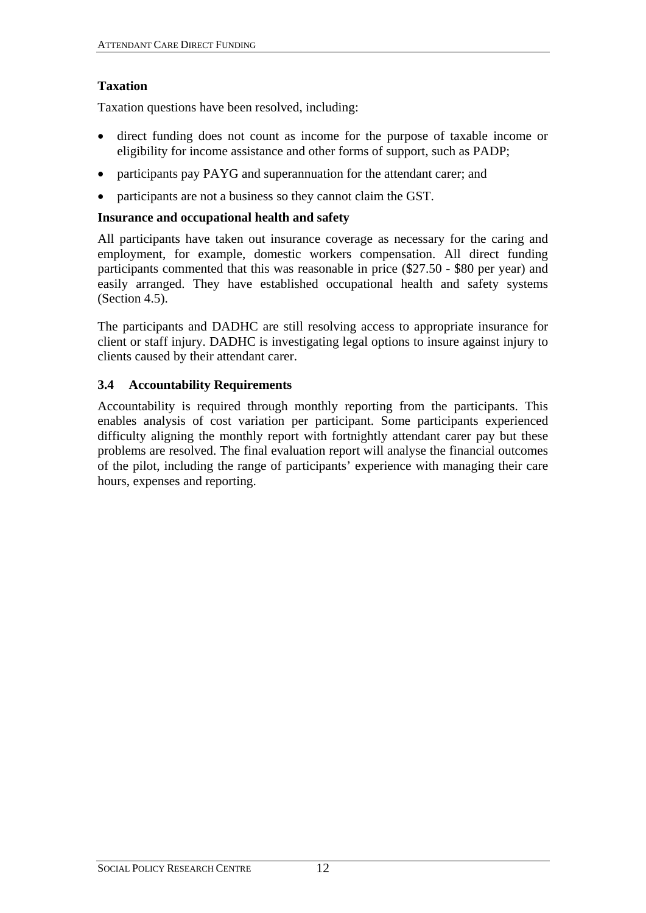**Taxation**

Taxation questions have been resolved, including:

- direct funding does not count as income for the purpose of taxable income or eligibility for income assistance and other forms of support, such as PADP;
- participants pay PAYG and superannuation for the attendant carer; and
- participants are not a business so they cannot claim the GST.

**Insurance and occupational health and safety**

All participants have taken out insurance coverage as necessary for the caring and employment, for example, domestic workers compensation. All direct funding participants commented that this was reasonable in price ($27.50 - $80 per year) and easily arranged. They have established occupational health and safety systems (Section 4.5).

The participants and DADHC are still resolving access to appropriate insurance for client or staff injury. DADHC is investigating legal options to insure against injury to clients caused by their attendant carer.

### 3.4 Accountability Requirements

Accountability is required through monthly reporting from the participants. This enables analysis of cost variation per participant. Some participants experienced difficulty aligning the monthly report with fortnightly attendant carer pay but these problems are resolved. The final evaluation report will analyse the financial outcomes of the pilot, including the range of participants' experience with managing their care hours, expenses and reporting.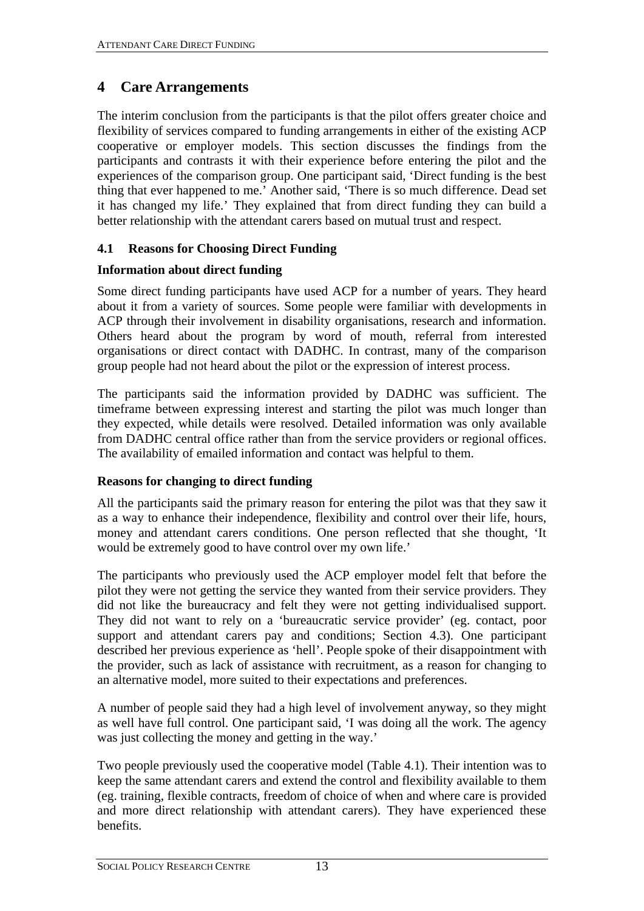# 4 Care Arrangements

The interim conclusion from the participants is that the pilot offers greater choice and flexibility of services compared to funding arrangements in either of the existing ACP cooperative or employer models. This section discusses the findings from the participants and contrasts it with their experience before entering the pilot and the experiences of the comparison group. One participant said, 'Direct funding is the best thing that ever happened to me.' Another said, 'There is so much difference. Dead set it has changed my life.' They explained that from direct funding they can build a better relationship with the attendant carers based on mutual trust and respect.

## 4.1 Reasons for Choosing Direct Funding

### Information about direct funding

Some direct funding participants have used ACP for a number of years. They heard about it from a variety of sources. Some people were familiar with developments in ACP through their involvement in disability organisations, research and information. Others heard about the program by word of mouth, referral from interested organisations or direct contact with DADHC. In contrast, many of the comparison group people had not heard about the pilot or the expression of interest process.

The participants said the information provided by DADHC was sufficient. The timeframe between expressing interest and starting the pilot was much longer than they expected, while details were resolved. Detailed information was only available from DADHC central office rather than from the service providers or regional offices. The availability of emailed information and contact was helpful to them.

### Reasons for changing to direct funding

All the participants said the primary reason for entering the pilot was that they saw it as a way to enhance their independence, flexibility and control over their life, hours, money and attendant carers conditions. One person reflected that she thought, 'It would be extremely good to have control over my own life.'

The participants who previously used the ACP employer model felt that before the pilot they were not getting the service they wanted from their service providers. They did not like the bureaucracy and felt they were not getting individualised support. They did not want to rely on a 'bureaucratic service provider' (eg. contact, poor support and attendant carers pay and conditions; Section 4.3). One participant described her previous experience as 'hell'. People spoke of their disappointment with the provider, such as lack of assistance with recruitment, as a reason for changing to an alternative model, more suited to their expectations and preferences.

A number of people said they had a high level of involvement anyway, so they might as well have full control. One participant said, 'I was doing all the work. The agency was just collecting the money and getting in the way.'

Two people previously used the cooperative model (Table 4.1). Their intention was to keep the same attendant carers and extend the control and flexibility available to them (eg. training, flexible contracts, freedom of choice of when and where care is provided and more direct relationship with attendant carers). They have experienced these benefits.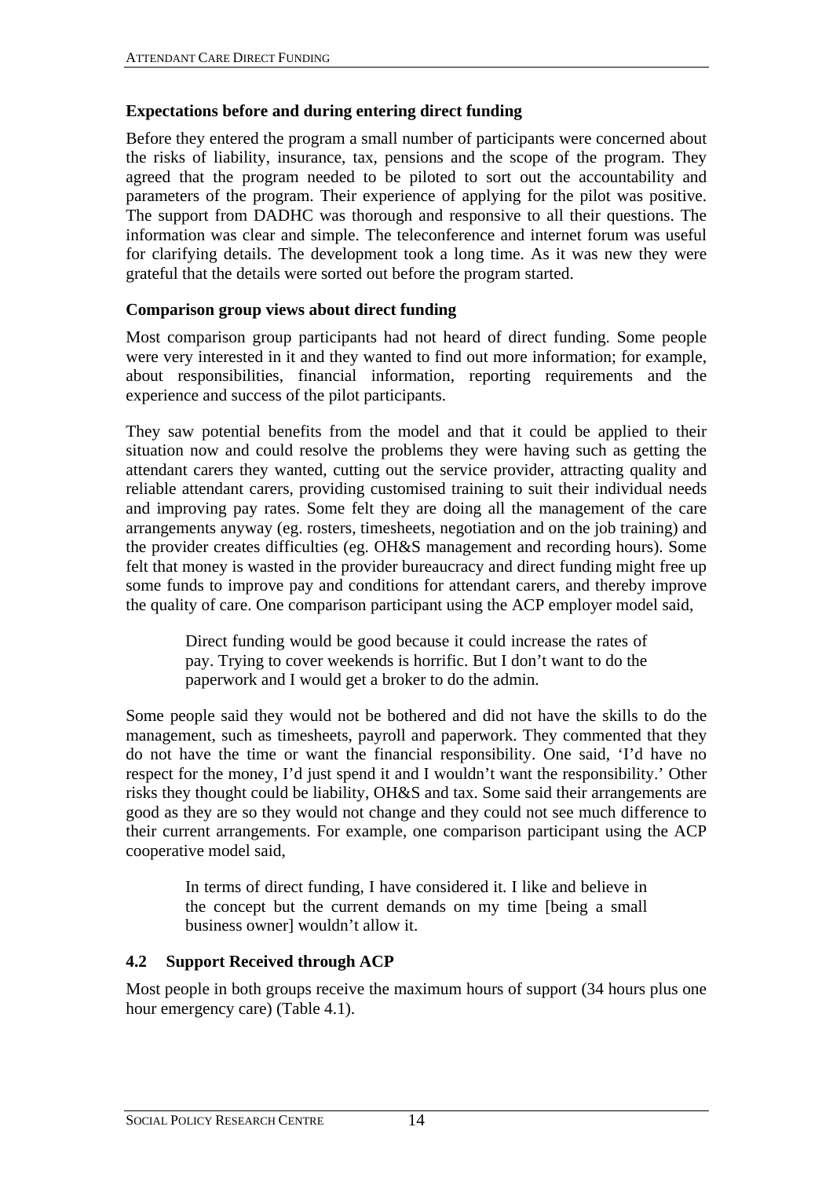**Expectations before and during entering direct funding**

Before they entered the program a small number of participants were concerned about the risks of liability, insurance, tax, pensions and the scope of the program. They agreed that the program needed to be piloted to sort out the accountability and parameters of the program. Their experience of applying for the pilot was positive. The support from DADHC was thorough and responsive to all their questions. The information was clear and simple. The teleconference and internet forum was useful for clarifying details. The development took a long time. As it was new they were grateful that the details were sorted out before the program started.

**Comparison group views about direct funding**

Most comparison group participants had not heard of direct funding. Some people were very interested in it and they wanted to find out more information; for example, about responsibilities, financial information, reporting requirements and the experience and success of the pilot participants.

They saw potential benefits from the model and that it could be applied to their situation now and could resolve the problems they were having such as getting the attendant carers they wanted, cutting out the service provider, attracting quality and reliable attendant carers, providing customised training to suit their individual needs and improving pay rates. Some felt they are doing all the management of the care arrangements anyway (eg. rosters, timesheets, negotiation and on the job training) and the provider creates difficulties (eg. OH&S management and recording hours). Some felt that money is wasted in the provider bureaucracy and direct funding might free up some funds to improve pay and conditions for attendant carers, and thereby improve the quality of care. One comparison participant using the ACP employer model said,

> Direct funding would be good because it could increase the rates of pay. Trying to cover weekends is horrific. But I don't want to do the paperwork and I would get a broker to do the admin.

Some people said they would not be bothered and did not have the skills to do the management, such as timesheets, payroll and paperwork. They commented that they do not have the time or want the financial responsibility. One said, 'I'd have no respect for the money, I'd just spend it and I wouldn't want the responsibility.' Other risks they thought could be liability, OH&S and tax. Some said their arrangements are good as they are so they would not change and they could not see much difference to their current arrangements. For example, one comparison participant using the ACP cooperative model said,

> In terms of direct funding, I have considered it. I like and believe in the concept but the current demands on my time [being a small business owner] wouldn't allow it.

## 4.2 Support Received through ACP

Most people in both groups receive the maximum hours of support (34 hours plus one hour emergency care) (Table 4.1).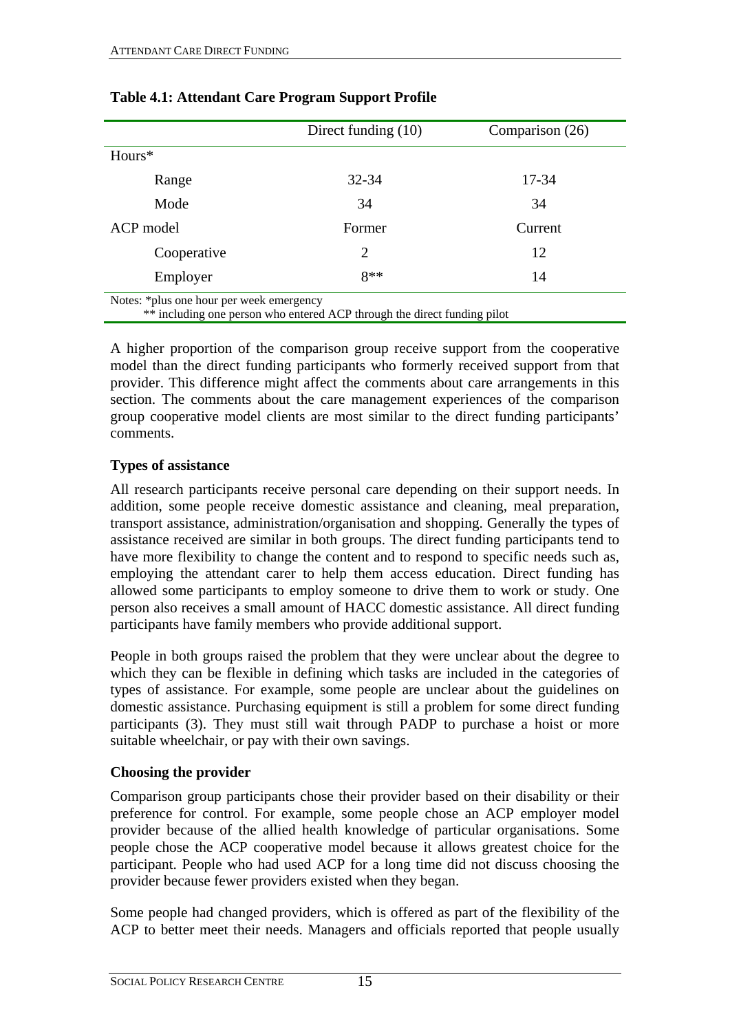**Table 4.1: Attendant Care Program Support Profile**

| | Direct funding (10) | Comparison (26) |
|---|---|---|
| Hours* | | |
| Range | 32-34 | 17-34 |
| Mode | 34 | 34 |
| ACP model | Former | Current |
| Cooperative | 2 | 12 |
| Employer | 8** | 14 |

Notes: *plus one hour per week emergency
** including one person who entered ACP through the direct funding pilot

A higher proportion of the comparison group receive support from the cooperative model than the direct funding participants who formerly received support from that provider. This difference might affect the comments about care arrangements in this section. The comments about the care management experiences of the comparison group cooperative model clients are most similar to the direct funding participants' comments.

### Types of assistance

All research participants receive personal care depending on their support needs. In addition, some people receive domestic assistance and cleaning, meal preparation, transport assistance, administration/organisation and shopping. Generally the types of assistance received are similar in both groups. The direct funding participants tend to have more flexibility to change the content and to respond to specific needs such as, employing the attendant carer to help them access education. Direct funding has allowed some participants to employ someone to drive them to work or study. One person also receives a small amount of HACC domestic assistance. All direct funding participants have family members who provide additional support.

People in both groups raised the problem that they were unclear about the degree to which they can be flexible in defining which tasks are included in the categories of types of assistance. For example, some people are unclear about the guidelines on domestic assistance. Purchasing equipment is still a problem for some direct funding participants (3). They must still wait through PADP to purchase a hoist or more suitable wheelchair, or pay with their own savings.

### Choosing the provider

Comparison group participants chose their provider based on their disability or their preference for control. For example, some people chose an ACP employer model provider because of the allied health knowledge of particular organisations. Some people chose the ACP cooperative model because it allows greatest choice for the participant. People who had used ACP for a long time did not discuss choosing the provider because fewer providers existed when they began.

Some people had changed providers, which is offered as part of the flexibility of the ACP to better meet their needs. Managers and officials reported that people usually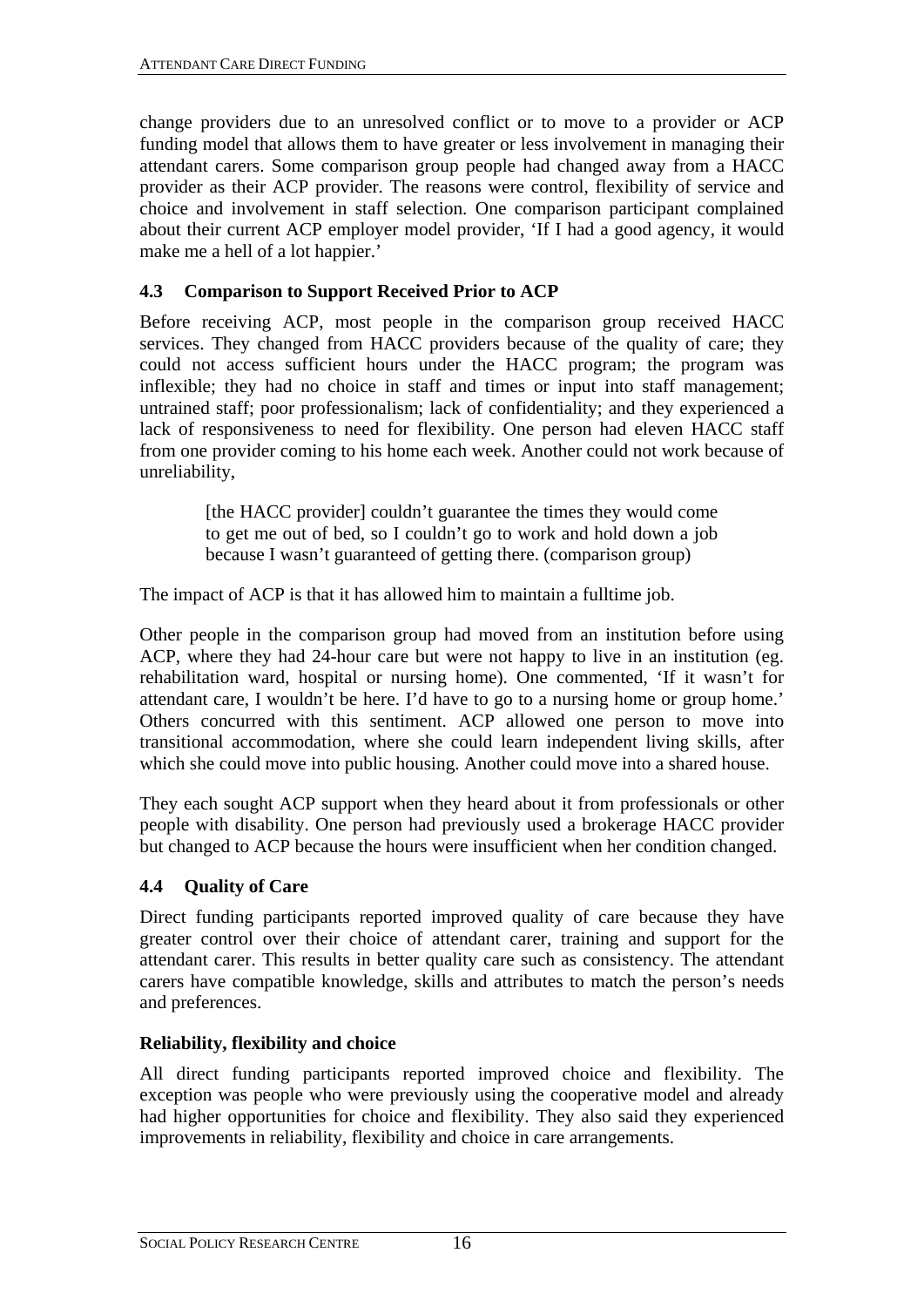change providers due to an unresolved conflict or to move to a provider or ACP funding model that allows them to have greater or less involvement in managing their attendant carers. Some comparison group people had changed away from a HACC provider as their ACP provider. The reasons were control, flexibility of service and choice and involvement in staff selection. One comparison participant complained about their current ACP employer model provider, 'If I had a good agency, it would make me a hell of a lot happier.'

### 4.3 Comparison to Support Received Prior to ACP

Before receiving ACP, most people in the comparison group received HACC services. They changed from HACC providers because of the quality of care; they could not access sufficient hours under the HACC program; the program was inflexible; they had no choice in staff and times or input into staff management; untrained staff; poor professionalism; lack of confidentiality; and they experienced a lack of responsiveness to need for flexibility. One person had eleven HACC staff from one provider coming to his home each week. Another could not work because of unreliability,

> [the HACC provider] couldn't guarantee the times they would come to get me out of bed, so I couldn't go to work and hold down a job because I wasn't guaranteed of getting there. (comparison group)

The impact of ACP is that it has allowed him to maintain a fulltime job.

Other people in the comparison group had moved from an institution before using ACP, where they had 24-hour care but were not happy to live in an institution (eg. rehabilitation ward, hospital or nursing home). One commented, 'If it wasn't for attendant care, I wouldn't be here. I'd have to go to a nursing home or group home.' Others concurred with this sentiment. ACP allowed one person to move into transitional accommodation, where she could learn independent living skills, after which she could move into public housing. Another could move into a shared house.

They each sought ACP support when they heard about it from professionals or other people with disability. One person had previously used a brokerage HACC provider but changed to ACP because the hours were insufficient when her condition changed.

### 4.4 Quality of Care

Direct funding participants reported improved quality of care because they have greater control over their choice of attendant carer, training and support for the attendant carer. This results in better quality care such as consistency. The attendant carers have compatible knowledge, skills and attributes to match the person's needs and preferences.

#### Reliability, flexibility and choice

All direct funding participants reported improved choice and flexibility. The exception was people who were previously using the cooperative model and already had higher opportunities for choice and flexibility. They also said they experienced improvements in reliability, flexibility and choice in care arrangements.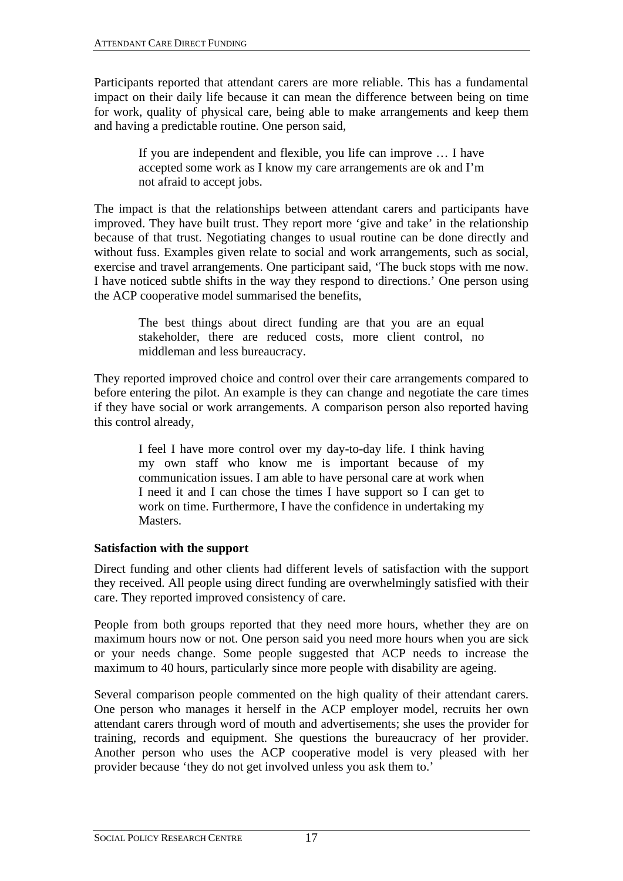Participants reported that attendant carers are more reliable. This has a fundamental impact on their daily life because it can mean the difference between being on time for work, quality of physical care, being able to make arrangements and keep them and having a predictable routine. One person said,

> If you are independent and flexible, you life can improve … I have accepted some work as I know my care arrangements are ok and I'm not afraid to accept jobs.

The impact is that the relationships between attendant carers and participants have improved. They have built trust. They report more 'give and take' in the relationship because of that trust. Negotiating changes to usual routine can be done directly and without fuss. Examples given relate to social and work arrangements, such as social, exercise and travel arrangements. One participant said, 'The buck stops with me now. I have noticed subtle shifts in the way they respond to directions.' One person using the ACP cooperative model summarised the benefits,

> The best things about direct funding are that you are an equal stakeholder, there are reduced costs, more client control, no middleman and less bureaucracy.

They reported improved choice and control over their care arrangements compared to before entering the pilot. An example is they can change and negotiate the care times if they have social or work arrangements. A comparison person also reported having this control already,

> I feel I have more control over my day-to-day life. I think having my own staff who know me is important because of my communication issues. I am able to have personal care at work when I need it and I can chose the times I have support so I can get to work on time. Furthermore, I have the confidence in undertaking my Masters.

**Satisfaction with the support**

Direct funding and other clients had different levels of satisfaction with the support they received. All people using direct funding are overwhelmingly satisfied with their care. They reported improved consistency of care.

People from both groups reported that they need more hours, whether they are on maximum hours now or not. One person said you need more hours when you are sick or your needs change. Some people suggested that ACP needs to increase the maximum to 40 hours, particularly since more people with disability are ageing.

Several comparison people commented on the high quality of their attendant carers. One person who manages it herself in the ACP employer model, recruits her own attendant carers through word of mouth and advertisements; she uses the provider for training, records and equipment. She questions the bureaucracy of her provider. Another person who uses the ACP cooperative model is very pleased with her provider because 'they do not get involved unless you ask them to.'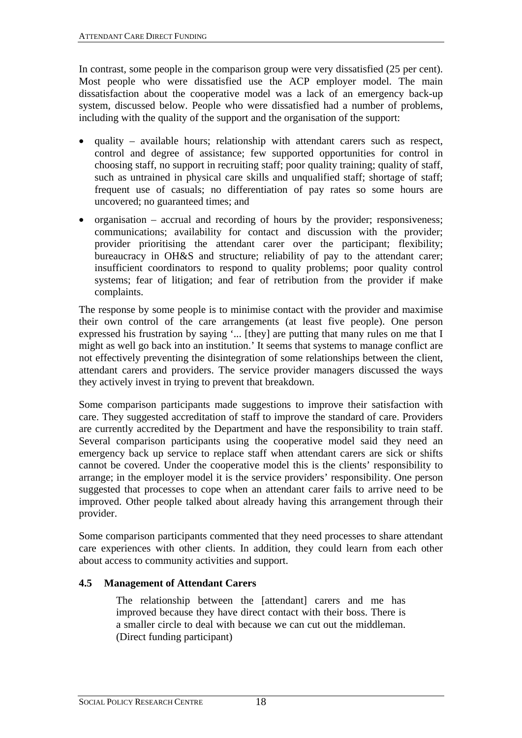In contrast, some people in the comparison group were very dissatisfied (25 per cent). Most people who were dissatisfied use the ACP employer model. The main dissatisfaction about the cooperative model was a lack of an emergency back-up system, discussed below. People who were dissatisfied had a number of problems, including with the quality of the support and the organisation of the support:

- quality – available hours; relationship with attendant carers such as respect, control and degree of assistance; few supported opportunities for control in choosing staff, no support in recruiting staff; poor quality training; quality of staff, such as untrained in physical care skills and unqualified staff; shortage of staff; frequent use of casuals; no differentiation of pay rates so some hours are uncovered; no guaranteed times; and
- organisation – accrual and recording of hours by the provider; responsiveness; communications; availability for contact and discussion with the provider; provider prioritising the attendant carer over the participant; flexibility; bureaucracy in OH&S and structure; reliability of pay to the attendant carer; insufficient coordinators to respond to quality problems; poor quality control systems; fear of litigation; and fear of retribution from the provider if make complaints.

The response by some people is to minimise contact with the provider and maximise their own control of the care arrangements (at least five people). One person expressed his frustration by saying '... [they] are putting that many rules on me that I might as well go back into an institution.' It seems that systems to manage conflict are not effectively preventing the disintegration of some relationships between the client, attendant carers and providers. The service provider managers discussed the ways they actively invest in trying to prevent that breakdown.

Some comparison participants made suggestions to improve their satisfaction with care. They suggested accreditation of staff to improve the standard of care. Providers are currently accredited by the Department and have the responsibility to train staff. Several comparison participants using the cooperative model said they need an emergency back up service to replace staff when attendant carers are sick or shifts cannot be covered. Under the cooperative model this is the clients' responsibility to arrange; in the employer model it is the service providers' responsibility. One person suggested that processes to cope when an attendant carer fails to arrive need to be improved. Other people talked about already having this arrangement through their provider.

Some comparison participants commented that they need processes to share attendant care experiences with other clients. In addition, they could learn from each other about access to community activities and support.

### 4.5 Management of Attendant Carers

> The relationship between the [attendant] carers and me has improved because they have direct contact with their boss. There is a smaller circle to deal with because we can cut out the middleman. (Direct funding participant)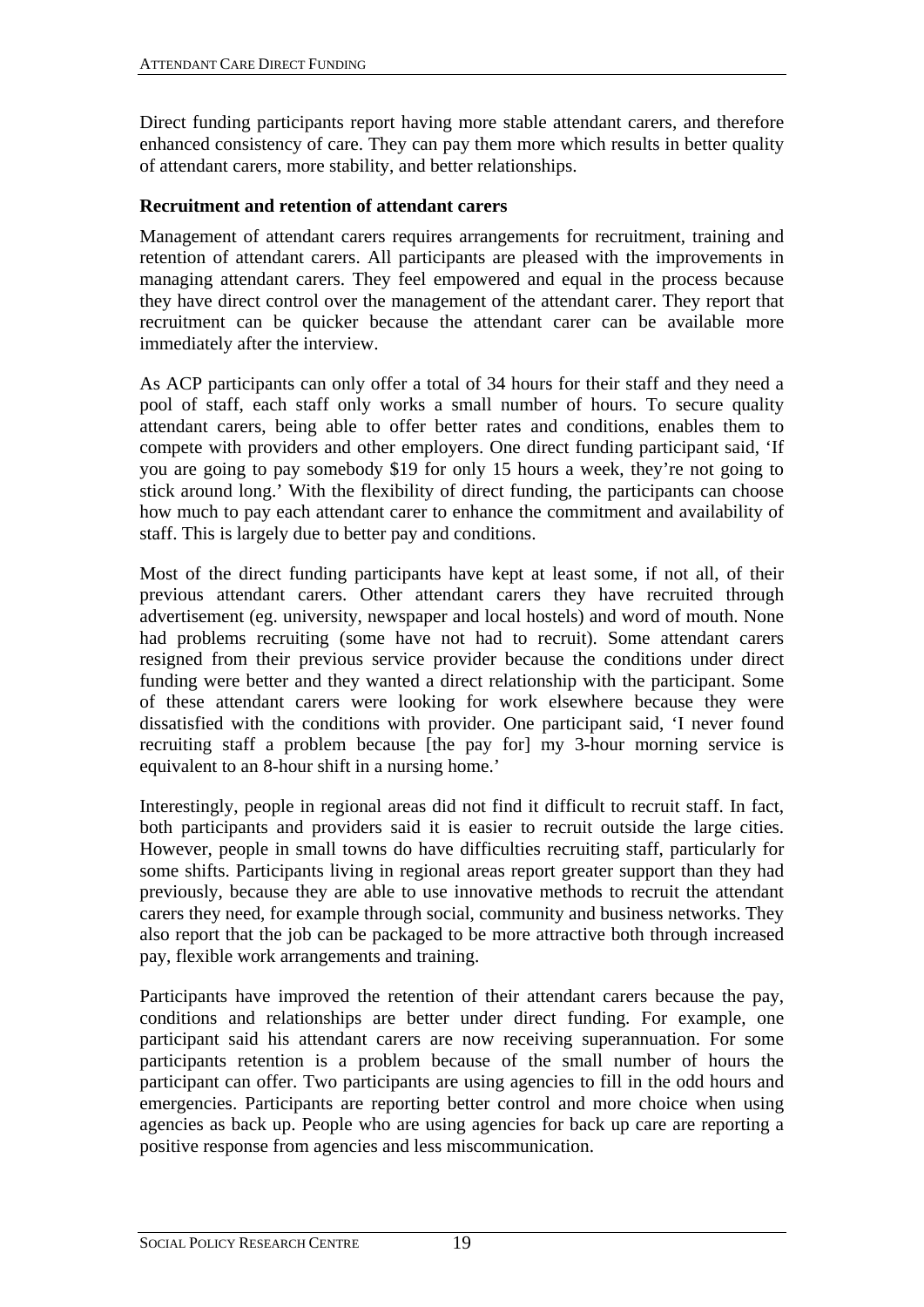Direct funding participants report having more stable attendant carers, and therefore enhanced consistency of care. They can pay them more which results in better quality of attendant carers, more stability, and better relationships.

**Recruitment and retention of attendant carers**

Management of attendant carers requires arrangements for recruitment, training and retention of attendant carers. All participants are pleased with the improvements in managing attendant carers. They feel empowered and equal in the process because they have direct control over the management of the attendant carer. They report that recruitment can be quicker because the attendant carer can be available more immediately after the interview.

As ACP participants can only offer a total of 34 hours for their staff and they need a pool of staff, each staff only works a small number of hours. To secure quality attendant carers, being able to offer better rates and conditions, enables them to compete with providers and other employers. One direct funding participant said, 'If you are going to pay somebody $19 for only 15 hours a week, they're not going to stick around long.' With the flexibility of direct funding, the participants can choose how much to pay each attendant carer to enhance the commitment and availability of staff. This is largely due to better pay and conditions.

Most of the direct funding participants have kept at least some, if not all, of their previous attendant carers. Other attendant carers they have recruited through advertisement (eg. university, newspaper and local hostels) and word of mouth. None had problems recruiting (some have not had to recruit). Some attendant carers resigned from their previous service provider because the conditions under direct funding were better and they wanted a direct relationship with the participant. Some of these attendant carers were looking for work elsewhere because they were dissatisfied with the conditions with provider. One participant said, 'I never found recruiting staff a problem because [the pay for] my 3-hour morning service is equivalent to an 8-hour shift in a nursing home.'

Interestingly, people in regional areas did not find it difficult to recruit staff. In fact, both participants and providers said it is easier to recruit outside the large cities. However, people in small towns do have difficulties recruiting staff, particularly for some shifts. Participants living in regional areas report greater support than they had previously, because they are able to use innovative methods to recruit the attendant carers they need, for example through social, community and business networks. They also report that the job can be packaged to be more attractive both through increased pay, flexible work arrangements and training.

Participants have improved the retention of their attendant carers because the pay, conditions and relationships are better under direct funding. For example, one participant said his attendant carers are now receiving superannuation. For some participants retention is a problem because of the small number of hours the participant can offer. Two participants are using agencies to fill in the odd hours and emergencies. Participants are reporting better control and more choice when using agencies as back up. People who are using agencies for back up care are reporting a positive response from agencies and less miscommunication.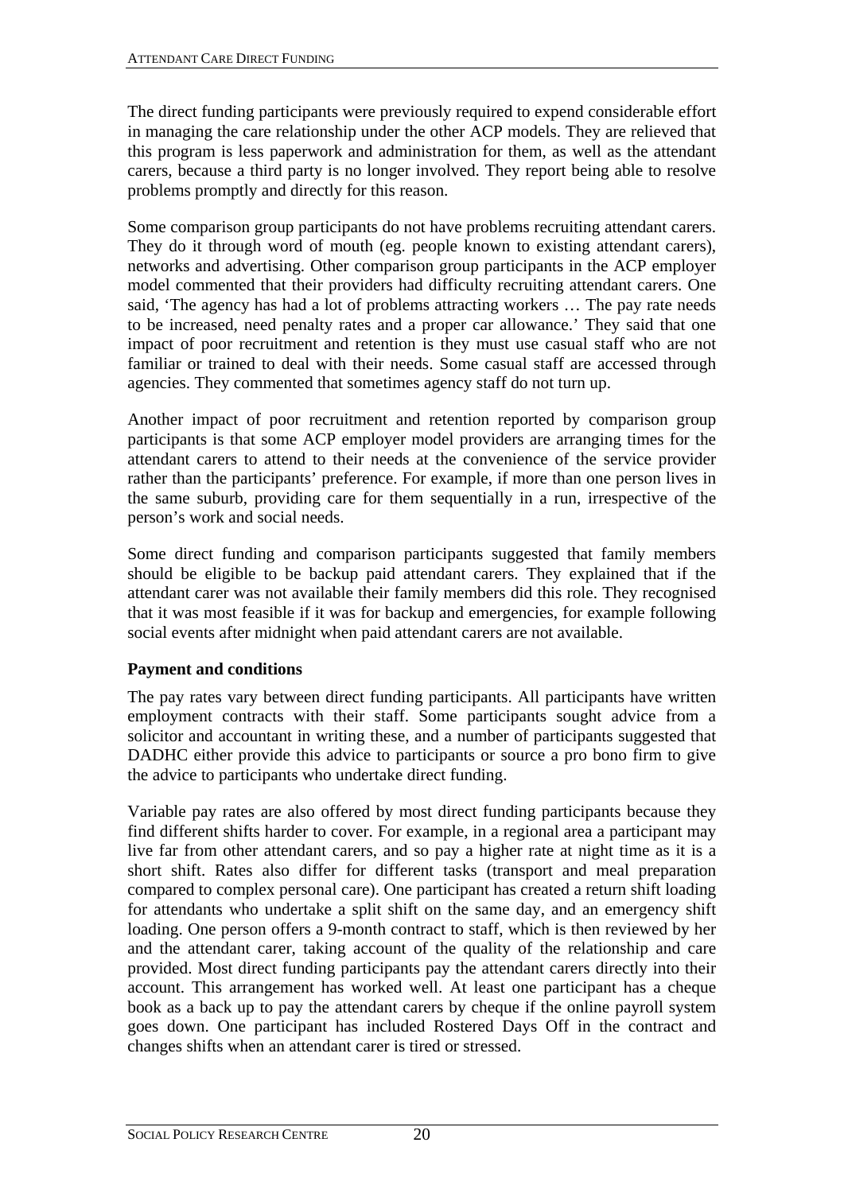The direct funding participants were previously required to expend considerable effort in managing the care relationship under the other ACP models. They are relieved that this program is less paperwork and administration for them, as well as the attendant carers, because a third party is no longer involved. They report being able to resolve problems promptly and directly for this reason.

Some comparison group participants do not have problems recruiting attendant carers. They do it through word of mouth (eg. people known to existing attendant carers), networks and advertising. Other comparison group participants in the ACP employer model commented that their providers had difficulty recruiting attendant carers. One said, 'The agency has had a lot of problems attracting workers … The pay rate needs to be increased, need penalty rates and a proper car allowance.' They said that one impact of poor recruitment and retention is they must use casual staff who are not familiar or trained to deal with their needs. Some casual staff are accessed through agencies. They commented that sometimes agency staff do not turn up.

Another impact of poor recruitment and retention reported by comparison group participants is that some ACP employer model providers are arranging times for the attendant carers to attend to their needs at the convenience of the service provider rather than the participants' preference. For example, if more than one person lives in the same suburb, providing care for them sequentially in a run, irrespective of the person's work and social needs.

Some direct funding and comparison participants suggested that family members should be eligible to be backup paid attendant carers. They explained that if the attendant carer was not available their family members did this role. They recognised that it was most feasible if it was for backup and emergencies, for example following social events after midnight when paid attendant carers are not available.

**Payment and conditions**

The pay rates vary between direct funding participants. All participants have written employment contracts with their staff. Some participants sought advice from a solicitor and accountant in writing these, and a number of participants suggested that DADHC either provide this advice to participants or source a pro bono firm to give the advice to participants who undertake direct funding.

Variable pay rates are also offered by most direct funding participants because they find different shifts harder to cover. For example, in a regional area a participant may live far from other attendant carers, and so pay a higher rate at night time as it is a short shift. Rates also differ for different tasks (transport and meal preparation compared to complex personal care). One participant has created a return shift loading for attendants who undertake a split shift on the same day, and an emergency shift loading. One person offers a 9-month contract to staff, which is then reviewed by her and the attendant carer, taking account of the quality of the relationship and care provided. Most direct funding participants pay the attendant carers directly into their account. This arrangement has worked well. At least one participant has a cheque book as a back up to pay the attendant carers by cheque if the online payroll system goes down. One participant has included Rostered Days Off in the contract and changes shifts when an attendant carer is tired or stressed.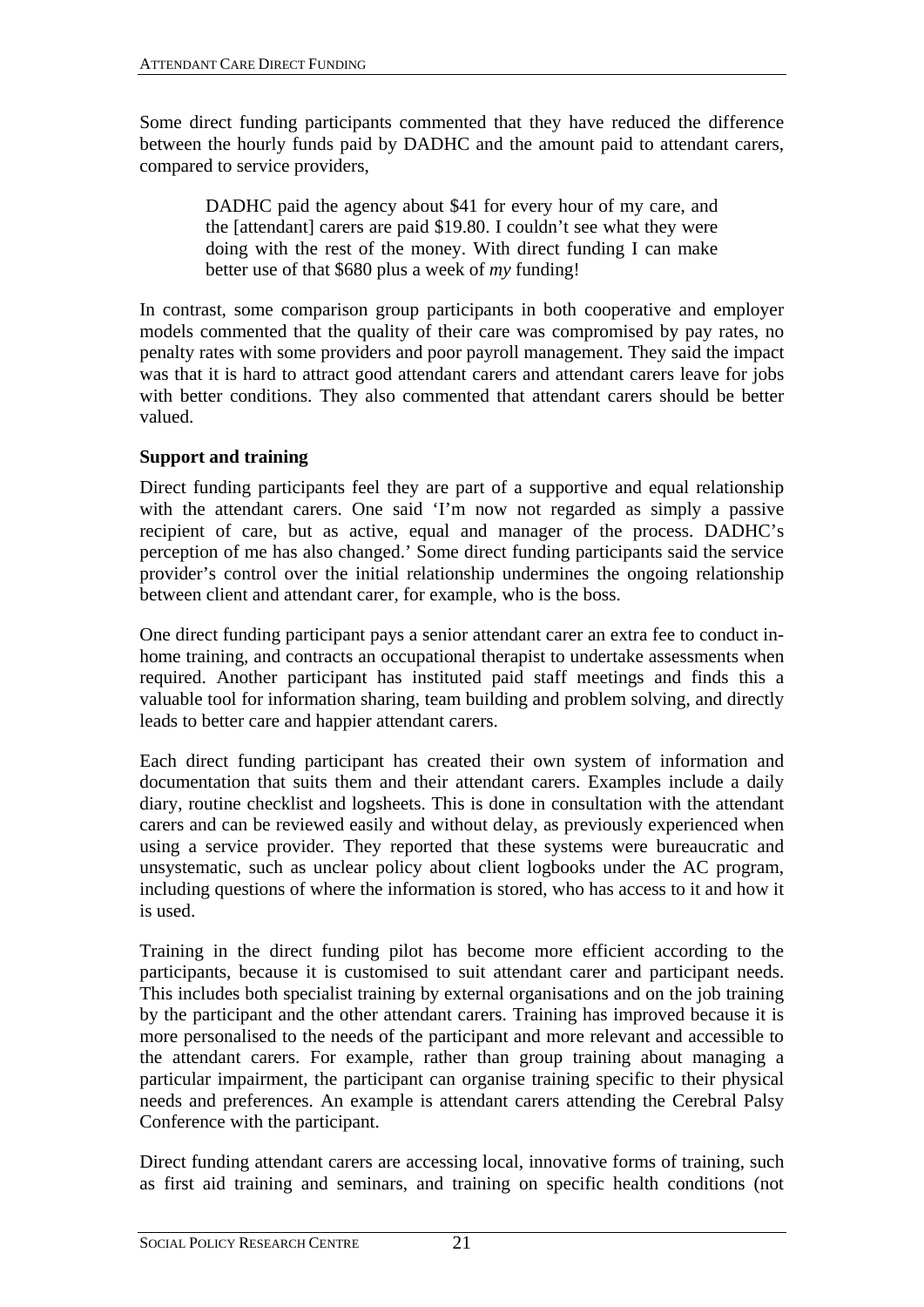Some direct funding participants commented that they have reduced the difference between the hourly funds paid by DADHC and the amount paid to attendant carers, compared to service providers,

> DADHC paid the agency about $41 for every hour of my care, and the [attendant] carers are paid $19.80. I couldn't see what they were doing with the rest of the money. With direct funding I can make better use of that $680 plus a week of *my* funding!

In contrast, some comparison group participants in both cooperative and employer models commented that the quality of their care was compromised by pay rates, no penalty rates with some providers and poor payroll management. They said the impact was that it is hard to attract good attendant carers and attendant carers leave for jobs with better conditions. They also commented that attendant carers should be better valued.

**Support and training**

Direct funding participants feel they are part of a supportive and equal relationship with the attendant carers. One said 'I'm now not regarded as simply a passive recipient of care, but as active, equal and manager of the process. DADHC's perception of me has also changed.' Some direct funding participants said the service provider's control over the initial relationship undermines the ongoing relationship between client and attendant carer, for example, who is the boss.

One direct funding participant pays a senior attendant carer an extra fee to conduct in-home training, and contracts an occupational therapist to undertake assessments when required. Another participant has instituted paid staff meetings and finds this a valuable tool for information sharing, team building and problem solving, and directly leads to better care and happier attendant carers.

Each direct funding participant has created their own system of information and documentation that suits them and their attendant carers. Examples include a daily diary, routine checklist and logsheets. This is done in consultation with the attendant carers and can be reviewed easily and without delay, as previously experienced when using a service provider. They reported that these systems were bureaucratic and unsystematic, such as unclear policy about client logbooks under the AC program, including questions of where the information is stored, who has access to it and how it is used.

Training in the direct funding pilot has become more efficient according to the participants, because it is customised to suit attendant carer and participant needs. This includes both specialist training by external organisations and on the job training by the participant and the other attendant carers. Training has improved because it is more personalised to the needs of the participant and more relevant and accessible to the attendant carers. For example, rather than group training about managing a particular impairment, the participant can organise training specific to their physical needs and preferences. An example is attendant carers attending the Cerebral Palsy Conference with the participant.

Direct funding attendant carers are accessing local, innovative forms of training, such as first aid training and seminars, and training on specific health conditions (not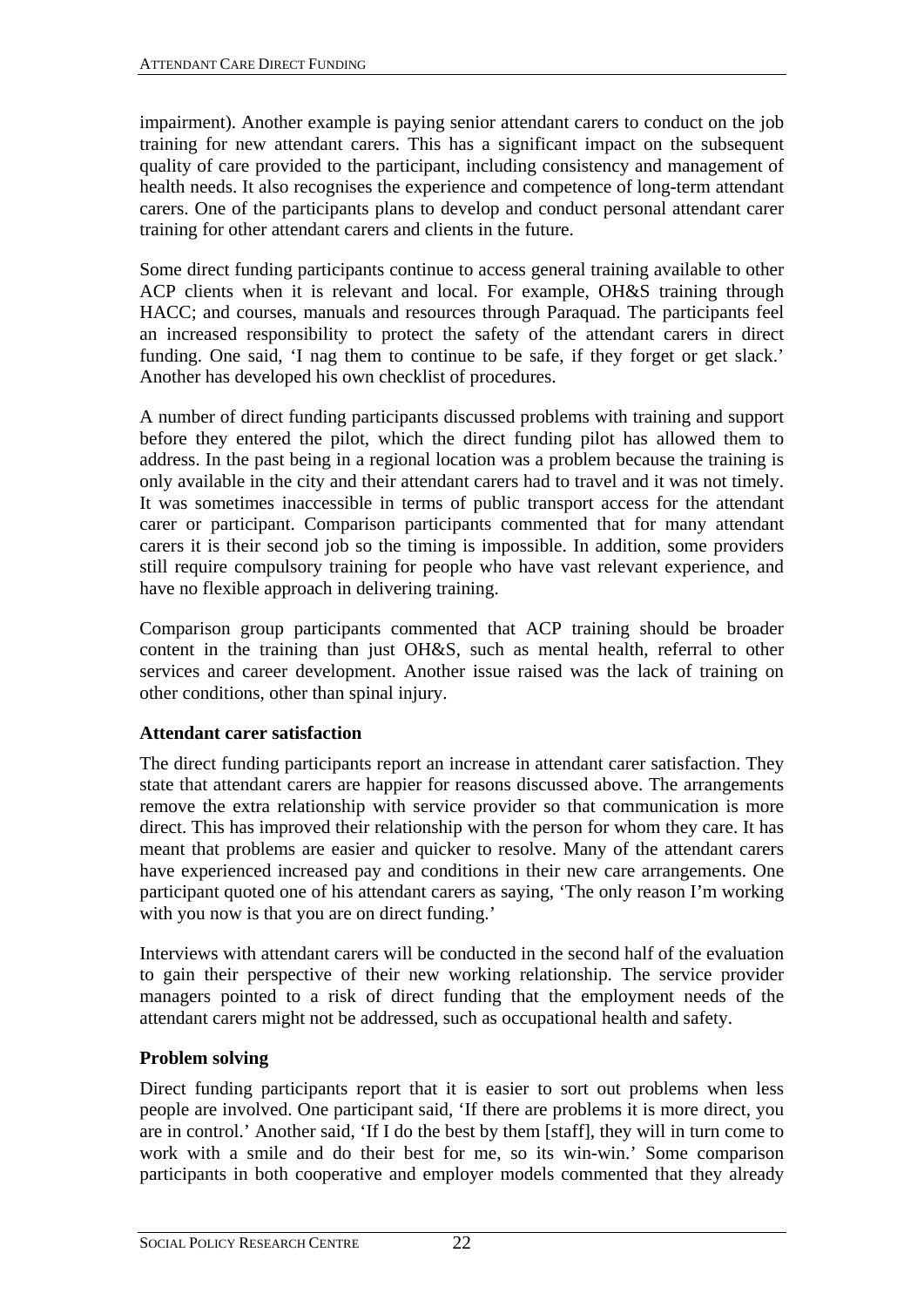impairment). Another example is paying senior attendant carers to conduct on the job training for new attendant carers. This has a significant impact on the subsequent quality of care provided to the participant, including consistency and management of health needs. It also recognises the experience and competence of long-term attendant carers. One of the participants plans to develop and conduct personal attendant carer training for other attendant carers and clients in the future.

Some direct funding participants continue to access general training available to other ACP clients when it is relevant and local. For example, OH&S training through HACC; and courses, manuals and resources through Paraquad. The participants feel an increased responsibility to protect the safety of the attendant carers in direct funding. One said, 'I nag them to continue to be safe, if they forget or get slack.' Another has developed his own checklist of procedures.

A number of direct funding participants discussed problems with training and support before they entered the pilot, which the direct funding pilot has allowed them to address. In the past being in a regional location was a problem because the training is only available in the city and their attendant carers had to travel and it was not timely. It was sometimes inaccessible in terms of public transport access for the attendant carer or participant. Comparison participants commented that for many attendant carers it is their second job so the timing is impossible. In addition, some providers still require compulsory training for people who have vast relevant experience, and have no flexible approach in delivering training.

Comparison group participants commented that ACP training should be broader content in the training than just OH&S, such as mental health, referral to other services and career development. Another issue raised was the lack of training on other conditions, other than spinal injury.

**Attendant carer satisfaction**

The direct funding participants report an increase in attendant carer satisfaction. They state that attendant carers are happier for reasons discussed above. The arrangements remove the extra relationship with service provider so that communication is more direct. This has improved their relationship with the person for whom they care. It has meant that problems are easier and quicker to resolve. Many of the attendant carers have experienced increased pay and conditions in their new care arrangements. One participant quoted one of his attendant carers as saying, 'The only reason I'm working with you now is that you are on direct funding.'

Interviews with attendant carers will be conducted in the second half of the evaluation to gain their perspective of their new working relationship. The service provider managers pointed to a risk of direct funding that the employment needs of the attendant carers might not be addressed, such as occupational health and safety.

**Problem solving**

Direct funding participants report that it is easier to sort out problems when less people are involved. One participant said, 'If there are problems it is more direct, you are in control.' Another said, 'If I do the best by them [staff], they will in turn come to work with a smile and do their best for me, so its win-win.' Some comparison participants in both cooperative and employer models commented that they already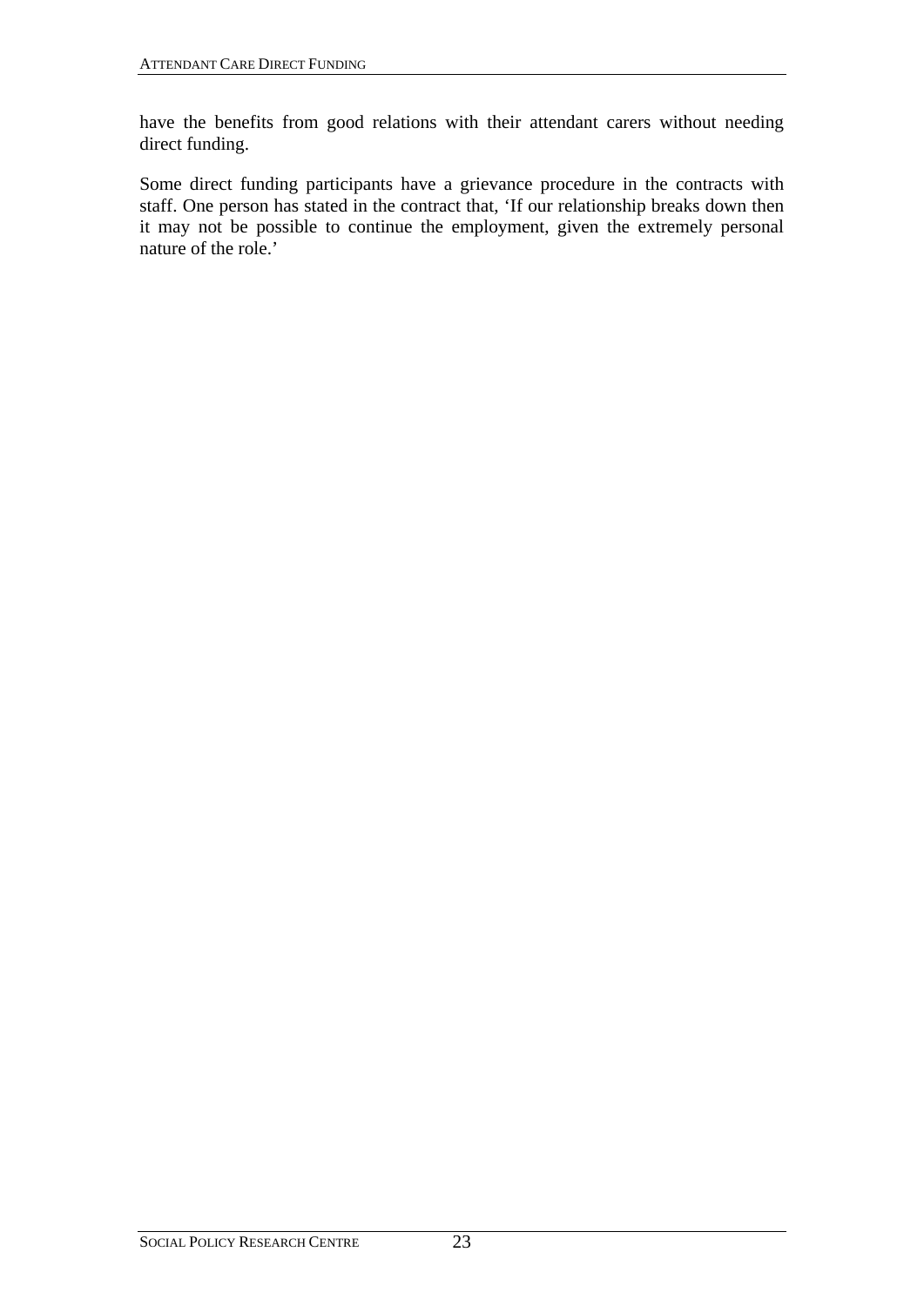have the benefits from good relations with their attendant carers without needing direct funding.

Some direct funding participants have a grievance procedure in the contracts with staff. One person has stated in the contract that, 'If our relationship breaks down then it may not be possible to continue the employment, given the extremely personal nature of the role.'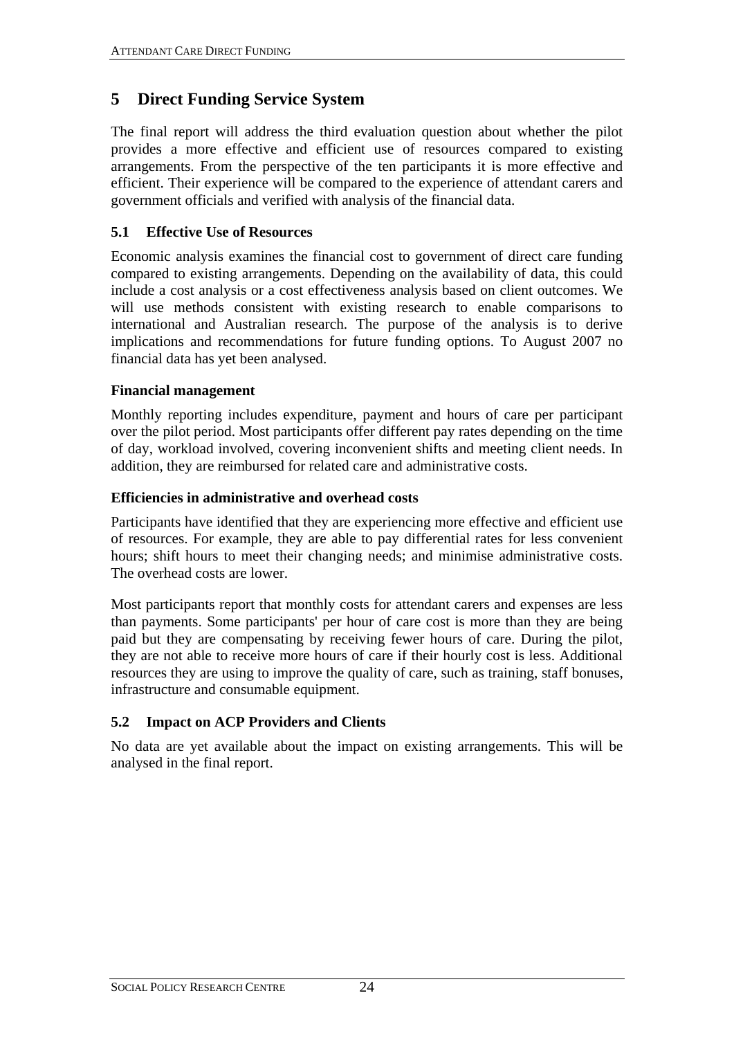# 5 Direct Funding Service System

The final report will address the third evaluation question about whether the pilot provides a more effective and efficient use of resources compared to existing arrangements. From the perspective of the ten participants it is more effective and efficient. Their experience will be compared to the experience of attendant carers and government officials and verified with analysis of the financial data.

## 5.1 Effective Use of Resources

Economic analysis examines the financial cost to government of direct care funding compared to existing arrangements. Depending on the availability of data, this could include a cost analysis or a cost effectiveness analysis based on client outcomes. We will use methods consistent with existing research to enable comparisons to international and Australian research. The purpose of the analysis is to derive implications and recommendations for future funding options. To August 2007 no financial data has yet been analysed.

### Financial management

Monthly reporting includes expenditure, payment and hours of care per participant over the pilot period. Most participants offer different pay rates depending on the time of day, workload involved, covering inconvenient shifts and meeting client needs. In addition, they are reimbursed for related care and administrative costs.

### Efficiencies in administrative and overhead costs

Participants have identified that they are experiencing more effective and efficient use of resources. For example, they are able to pay differential rates for less convenient hours; shift hours to meet their changing needs; and minimise administrative costs. The overhead costs are lower.

Most participants report that monthly costs for attendant carers and expenses are less than payments. Some participants' per hour of care cost is more than they are being paid but they are compensating by receiving fewer hours of care. During the pilot, they are not able to receive more hours of care if their hourly cost is less. Additional resources they are using to improve the quality of care, such as training, staff bonuses, infrastructure and consumable equipment.

## 5.2 Impact on ACP Providers and Clients

No data are yet available about the impact on existing arrangements. This will be analysed in the final report.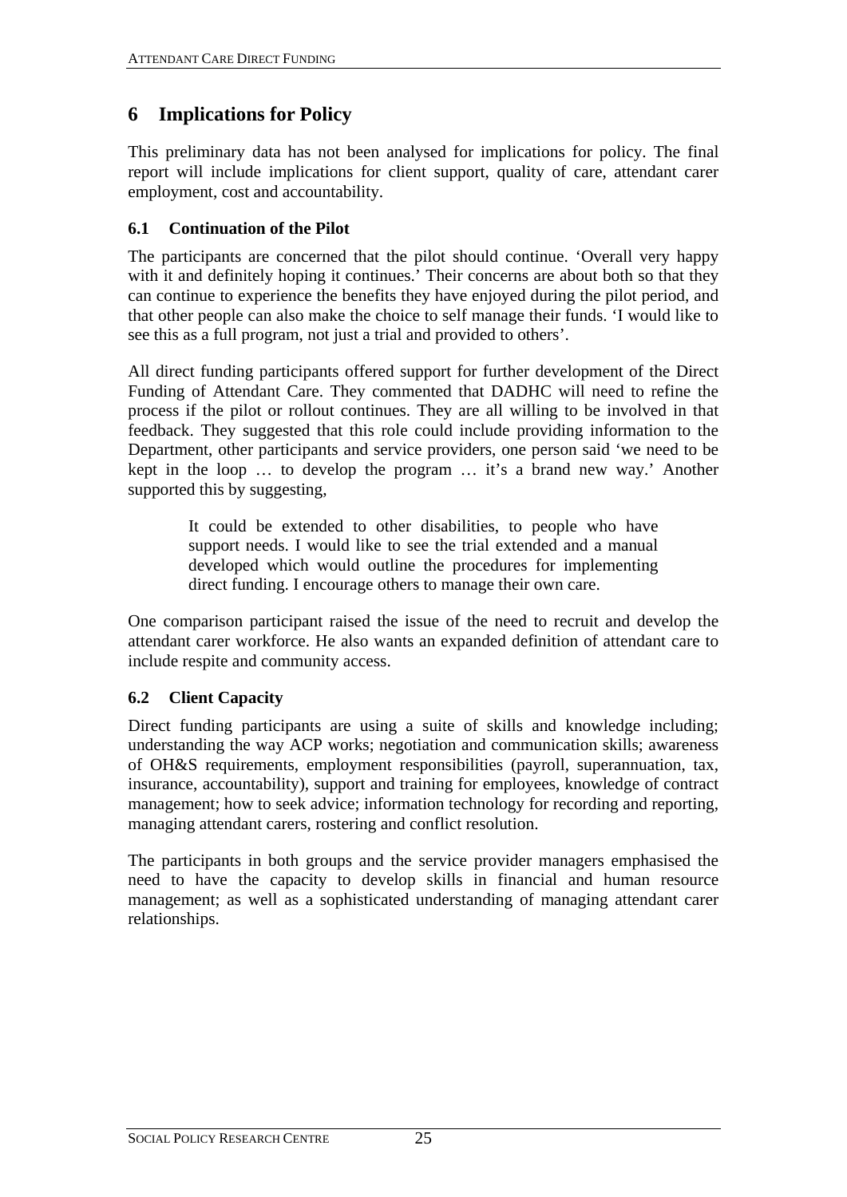# 6 Implications for Policy

This preliminary data has not been analysed for implications for policy. The final report will include implications for client support, quality of care, attendant carer employment, cost and accountability.

## 6.1 Continuation of the Pilot

The participants are concerned that the pilot should continue. 'Overall very happy with it and definitely hoping it continues.' Their concerns are about both so that they can continue to experience the benefits they have enjoyed during the pilot period, and that other people can also make the choice to self manage their funds. 'I would like to see this as a full program, not just a trial and provided to others'.

All direct funding participants offered support for further development of the Direct Funding of Attendant Care. They commented that DADHC will need to refine the process if the pilot or rollout continues. They are all willing to be involved in that feedback. They suggested that this role could include providing information to the Department, other participants and service providers, one person said 'we need to be kept in the loop … to develop the program … it's a brand new way.' Another supported this by suggesting,

> It could be extended to other disabilities, to people who have support needs. I would like to see the trial extended and a manual developed which would outline the procedures for implementing direct funding. I encourage others to manage their own care.

One comparison participant raised the issue of the need to recruit and develop the attendant carer workforce. He also wants an expanded definition of attendant care to include respite and community access.

## 6.2 Client Capacity

Direct funding participants are using a suite of skills and knowledge including; understanding the way ACP works; negotiation and communication skills; awareness of OH&S requirements, employment responsibilities (payroll, superannuation, tax, insurance, accountability), support and training for employees, knowledge of contract management; how to seek advice; information technology for recording and reporting, managing attendant carers, rostering and conflict resolution.

The participants in both groups and the service provider managers emphasised the need to have the capacity to develop skills in financial and human resource management; as well as a sophisticated understanding of managing attendant carer relationships.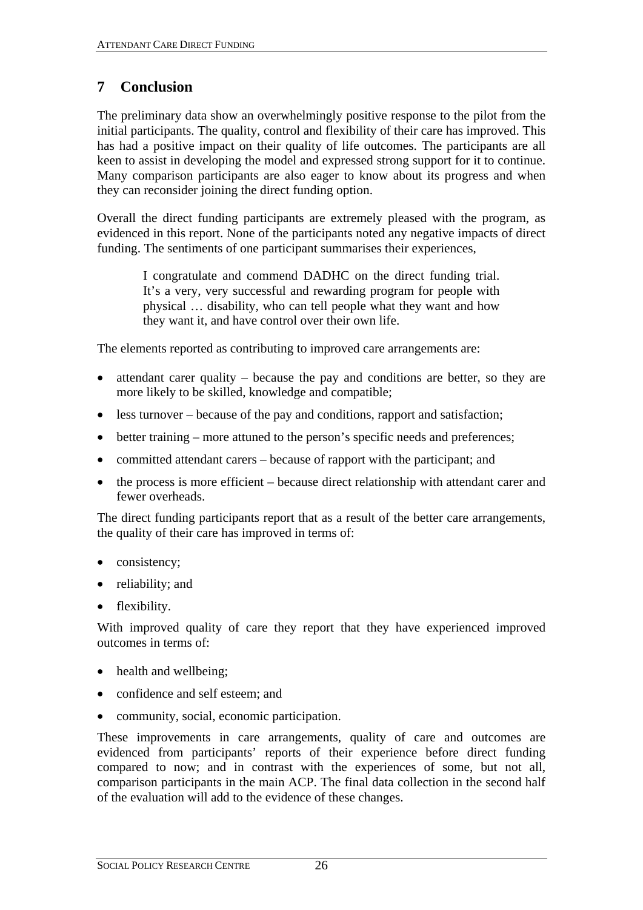# 7 Conclusion

The preliminary data show an overwhelmingly positive response to the pilot from the initial participants. The quality, control and flexibility of their care has improved. This has had a positive impact on their quality of life outcomes. The participants are all keen to assist in developing the model and expressed strong support for it to continue. Many comparison participants are also eager to know about its progress and when they can reconsider joining the direct funding option.

Overall the direct funding participants are extremely pleased with the program, as evidenced in this report. None of the participants noted any negative impacts of direct funding. The sentiments of one participant summarises their experiences,

> I congratulate and commend DADHC on the direct funding trial. It's a very, very successful and rewarding program for people with physical … disability, who can tell people what they want and how they want it, and have control over their own life.

The elements reported as contributing to improved care arrangements are:

- attendant carer quality – because the pay and conditions are better, so they are more likely to be skilled, knowledge and compatible;
- less turnover – because of the pay and conditions, rapport and satisfaction;
- better training – more attuned to the person's specific needs and preferences;
- committed attendant carers – because of rapport with the participant; and
- the process is more efficient – because direct relationship with attendant carer and fewer overheads.

The direct funding participants report that as a result of the better care arrangements, the quality of their care has improved in terms of:

- consistency;
- reliability; and
- flexibility.

With improved quality of care they report that they have experienced improved outcomes in terms of:

- health and wellbeing;
- confidence and self esteem; and
- community, social, economic participation.

These improvements in care arrangements, quality of care and outcomes are evidenced from participants' reports of their experience before direct funding compared to now; and in contrast with the experiences of some, but not all, comparison participants in the main ACP. The final data collection in the second half of the evaluation will add to the evidence of these changes.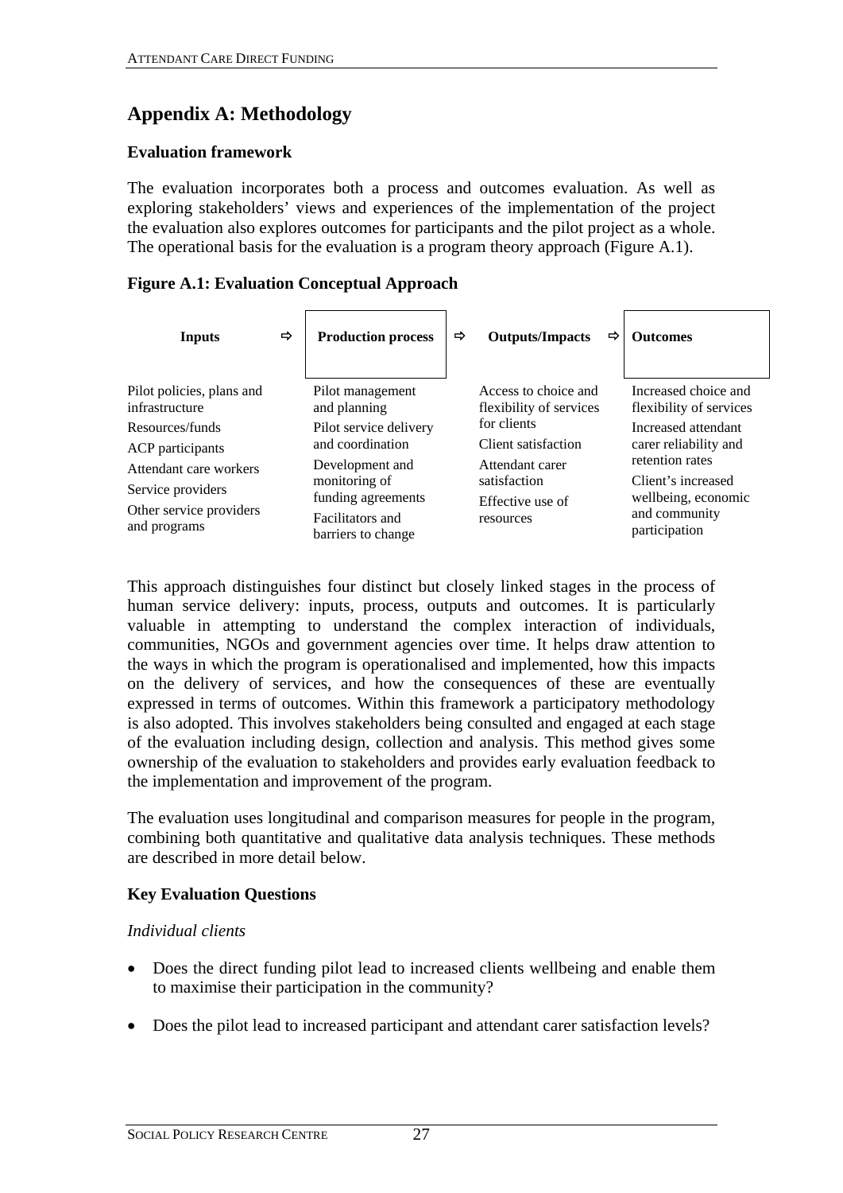## Appendix A: Methodology

### Evaluation framework

The evaluation incorporates both a process and outcomes evaluation. As well as exploring stakeholders' views and experiences of the implementation of the project the evaluation also explores outcomes for participants and the pilot project as a whole. The operational basis for the evaluation is a program theory approach (Figure A.1).

**Figure A.1: Evaluation Conceptual Approach**

| Inputs ⇨ | Production process ⇨ | Outputs/Impacts ⇨ | Outcomes |
|---|---|---|---|
| Pilot policies, plans and infrastructure<br>Resources/funds<br>ACP participants<br>Attendant care workers<br>Service providers<br>Other service providers and programs | Pilot management and planning<br>Pilot service delivery and coordination<br>Development and monitoring of funding agreements<br>Facilitators and barriers to change | Access to choice and flexibility of services for clients<br>Client satisfaction<br>Attendant carer satisfaction<br>Effective use of resources | Increased choice and flexibility of services<br>Increased attendant carer reliability and retention rates<br>Client's increased wellbeing, economic and community participation |

This approach distinguishes four distinct but closely linked stages in the process of human service delivery: inputs, process, outputs and outcomes. It is particularly valuable in attempting to understand the complex interaction of individuals, communities, NGOs and government agencies over time. It helps draw attention to the ways in which the program is operationalised and implemented, how this impacts on the delivery of services, and how the consequences of these are eventually expressed in terms of outcomes. Within this framework a participatory methodology is also adopted. This involves stakeholders being consulted and engaged at each stage of the evaluation including design, collection and analysis. This method gives some ownership of the evaluation to stakeholders and provides early evaluation feedback to the implementation and improvement of the program.

The evaluation uses longitudinal and comparison measures for people in the program, combining both quantitative and qualitative data analysis techniques. These methods are described in more detail below.

### Key Evaluation Questions

*Individual clients*

- Does the direct funding pilot lead to increased clients wellbeing and enable them to maximise their participation in the community?
- Does the pilot lead to increased participant and attendant carer satisfaction levels?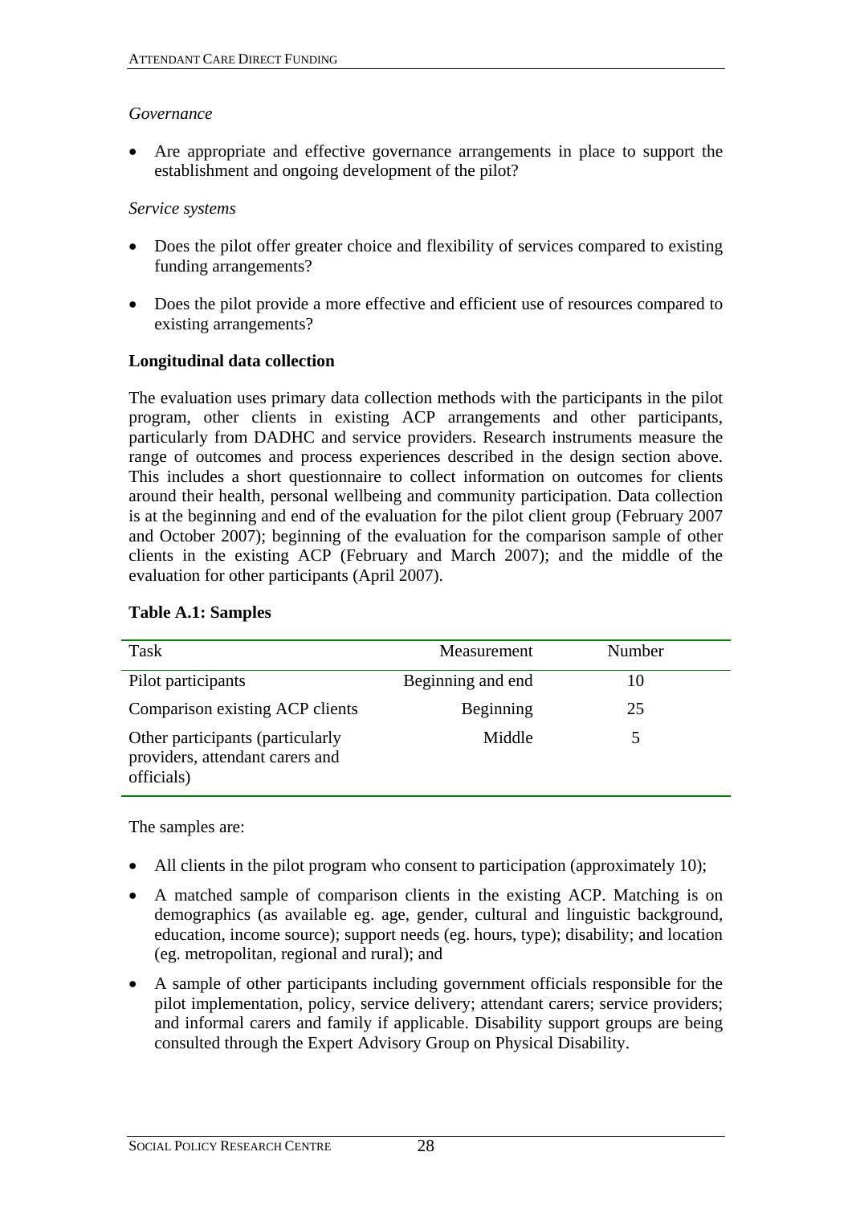*Governance*

- Are appropriate and effective governance arrangements in place to support the establishment and ongoing development of the pilot?

*Service systems*

- Does the pilot offer greater choice and flexibility of services compared to existing funding arrangements?
- Does the pilot provide a more effective and efficient use of resources compared to existing arrangements?

**Longitudinal data collection**

The evaluation uses primary data collection methods with the participants in the pilot program, other clients in existing ACP arrangements and other participants, particularly from DADHC and service providers. Research instruments measure the range of outcomes and process experiences described in the design section above. This includes a short questionnaire to collect information on outcomes for clients around their health, personal wellbeing and community participation. Data collection is at the beginning and end of the evaluation for the pilot client group (February 2007 and October 2007); beginning of the evaluation for the comparison sample of other clients in the existing ACP (February and March 2007); and the middle of the evaluation for other participants (April 2007).

**Table A.1: Samples**

| Task | Measurement | Number |
|---|---|---|
| Pilot participants | Beginning and end | 10 |
| Comparison existing ACP clients | Beginning | 25 |
| Other participants (particularly providers, attendant carers and officials) | Middle | 5 |

The samples are:

- All clients in the pilot program who consent to participation (approximately 10);
- A matched sample of comparison clients in the existing ACP. Matching is on demographics (as available eg. age, gender, cultural and linguistic background, education, income source); support needs (eg. hours, type); disability; and location (eg. metropolitan, regional and rural); and
- A sample of other participants including government officials responsible for the pilot implementation, policy, service delivery; attendant carers; service providers; and informal carers and family if applicable. Disability support groups are being consulted through the Expert Advisory Group on Physical Disability.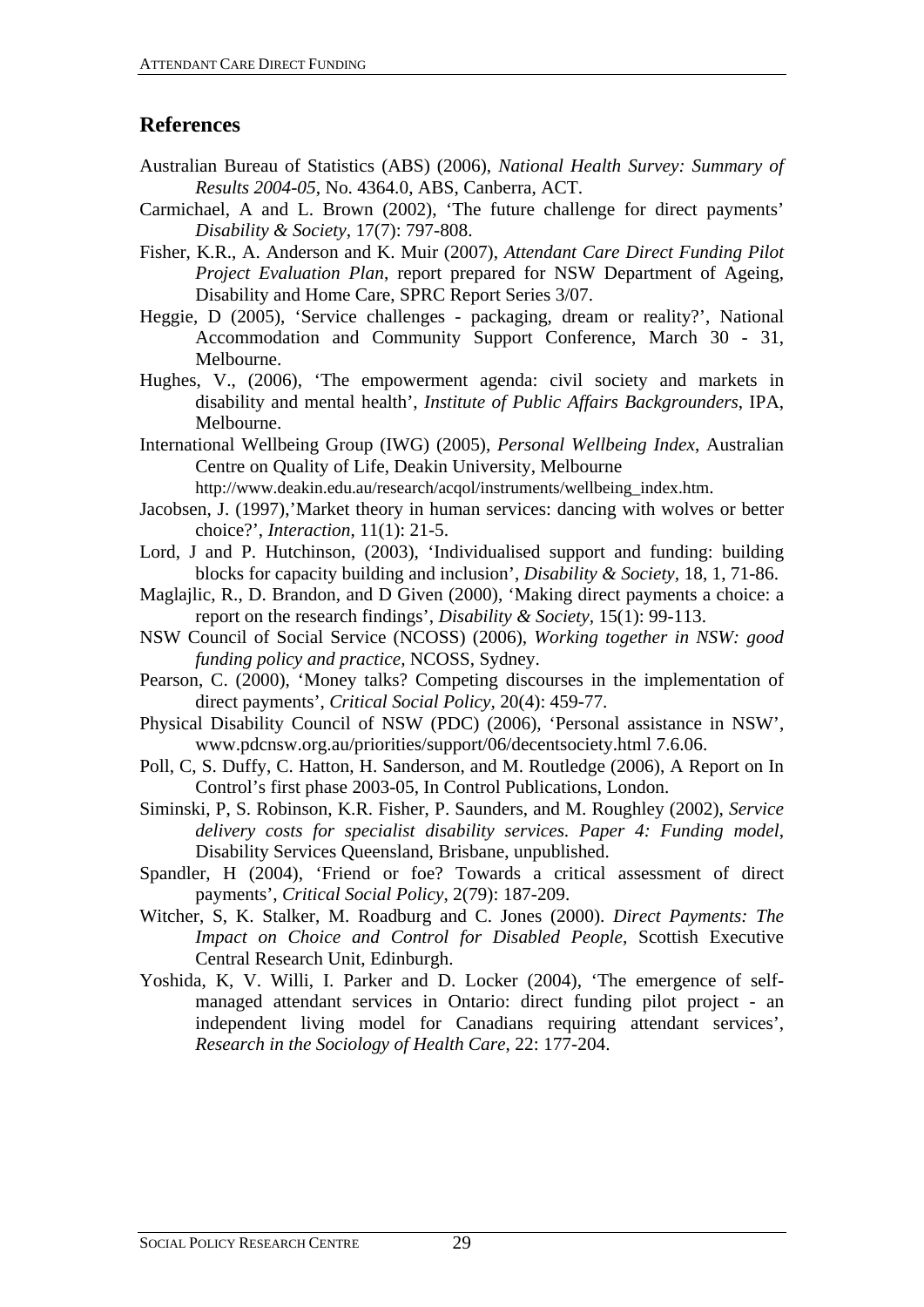## References

Australian Bureau of Statistics (ABS) (2006), *National Health Survey: Summary of Results 2004-05*, No. 4364.0, ABS, Canberra, ACT.

Carmichael, A and L. Brown (2002), 'The future challenge for direct payments' *Disability & Society*, 17(7): 797-808.

Fisher, K.R., A. Anderson and K. Muir (2007), *Attendant Care Direct Funding Pilot Project Evaluation Plan*, report prepared for NSW Department of Ageing, Disability and Home Care, SPRC Report Series 3/07.

Heggie, D (2005), 'Service challenges - packaging, dream or reality?', National Accommodation and Community Support Conference, March 30 - 31, Melbourne.

Hughes, V., (2006), 'The empowerment agenda: civil society and markets in disability and mental health', *Institute of Public Affairs Backgrounders*, IPA, Melbourne.

International Wellbeing Group (IWG) (2005), *Personal Wellbeing Index*, Australian Centre on Quality of Life, Deakin University, Melbourne http://www.deakin.edu.au/research/acqol/instruments/wellbeing_index.htm.

Jacobsen, J. (1997),'Market theory in human services: dancing with wolves or better choice?', *Interaction*, 11(1): 21-5.

Lord, J and P. Hutchinson, (2003), 'Individualised support and funding: building blocks for capacity building and inclusion', *Disability & Society*, 18, 1, 71-86.

Maglajlic, R., D. Brandon, and D Given (2000), 'Making direct payments a choice: a report on the research findings', *Disability & Society*, 15(1): 99-113.

NSW Council of Social Service (NCOSS) (2006), *Working together in NSW: good funding policy and practice*, NCOSS, Sydney.

Pearson, C. (2000), 'Money talks? Competing discourses in the implementation of direct payments', *Critical Social Policy*, 20(4): 459-77.

Physical Disability Council of NSW (PDC) (2006), 'Personal assistance in NSW', www.pdcnsw.org.au/priorities/support/06/decentsociety.html 7.6.06.

Poll, C, S. Duffy, C. Hatton, H. Sanderson, and M. Routledge (2006), A Report on In Control's first phase 2003-05, In Control Publications, London.

Siminski, P, S. Robinson, K.R. Fisher, P. Saunders, and M. Roughley (2002), *Service delivery costs for specialist disability services. Paper 4: Funding model*, Disability Services Queensland, Brisbane, unpublished.

Spandler, H (2004), 'Friend or foe? Towards a critical assessment of direct payments', *Critical Social Policy*, 2(79): 187-209.

Witcher, S, K. Stalker, M. Roadburg and C. Jones (2000). *Direct Payments: The Impact on Choice and Control for Disabled People*, Scottish Executive Central Research Unit, Edinburgh.

Yoshida, K, V. Willi, I. Parker and D. Locker (2004), 'The emergence of self-managed attendant services in Ontario: direct funding pilot project - an independent living model for Canadians requiring attendant services', *Research in the Sociology of Health Care*, 22: 177-204.